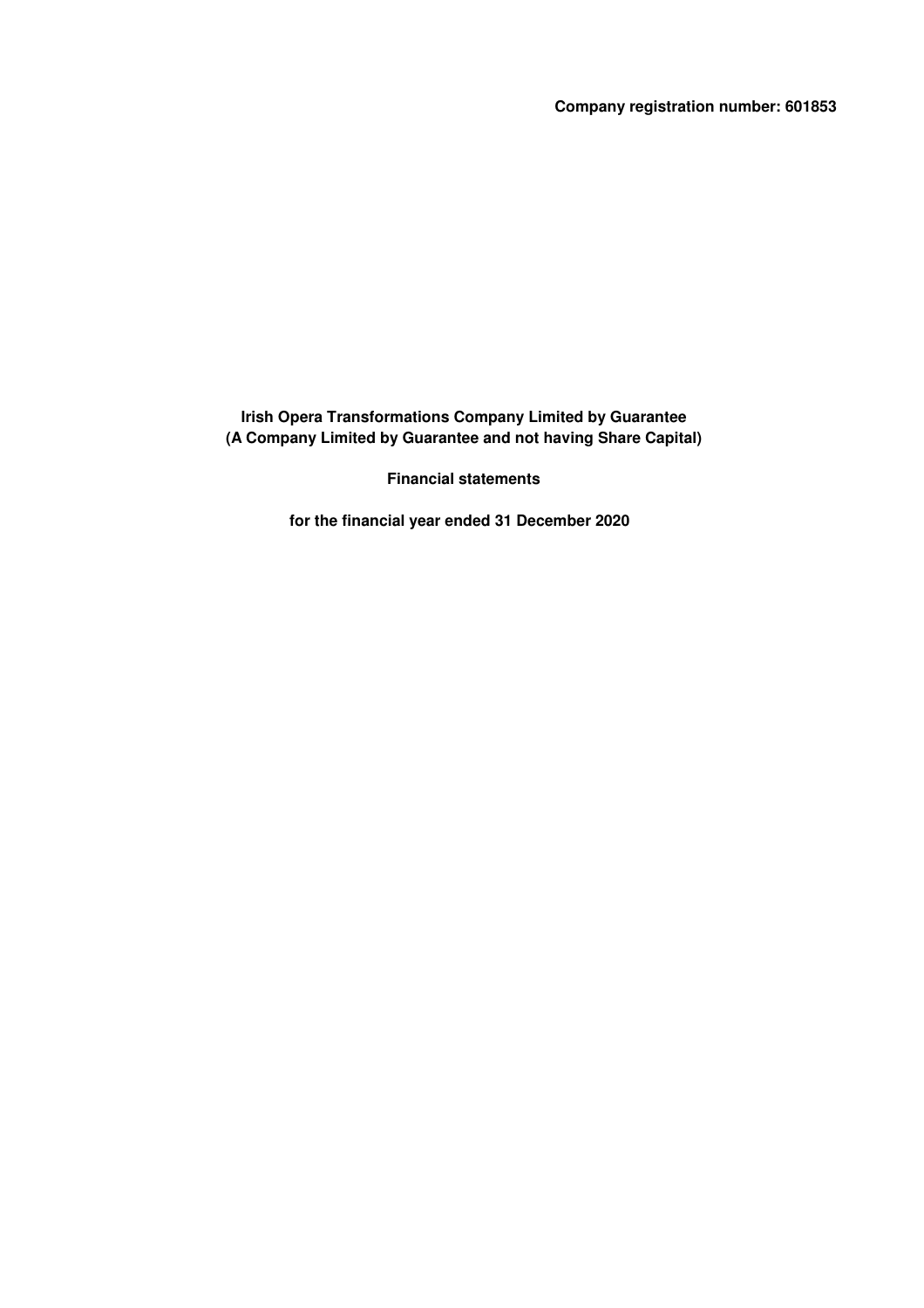**Company registration number: 601853**

# Irish Opera Transformations Company Limited by Guarantee
**(A Company Limited by Guarantee and not having Share Capital)**

**Financial statements**

**for the financial year ended 31 December 2020**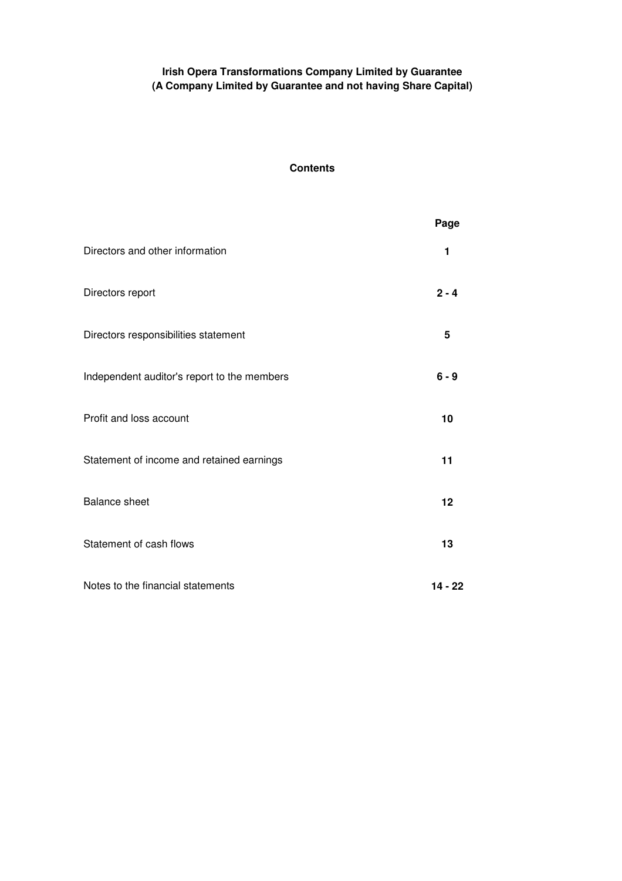**Irish Opera Transformations Company Limited by Guarantee**
**(A Company Limited by Guarantee and not having Share Capital)**

## Contents

| | Page |
|---|---|
| Directors and other information | **1** |
| Directors report | **2 - 4** |
| Directors responsibilities statement | **5** |
| Independent auditor's report to the members | **6 - 9** |
| Profit and loss account | **10** |
| Statement of income and retained earnings | **11** |
| Balance sheet | **12** |
| Statement of cash flows | **13** |
| Notes to the financial statements | **14 - 22** |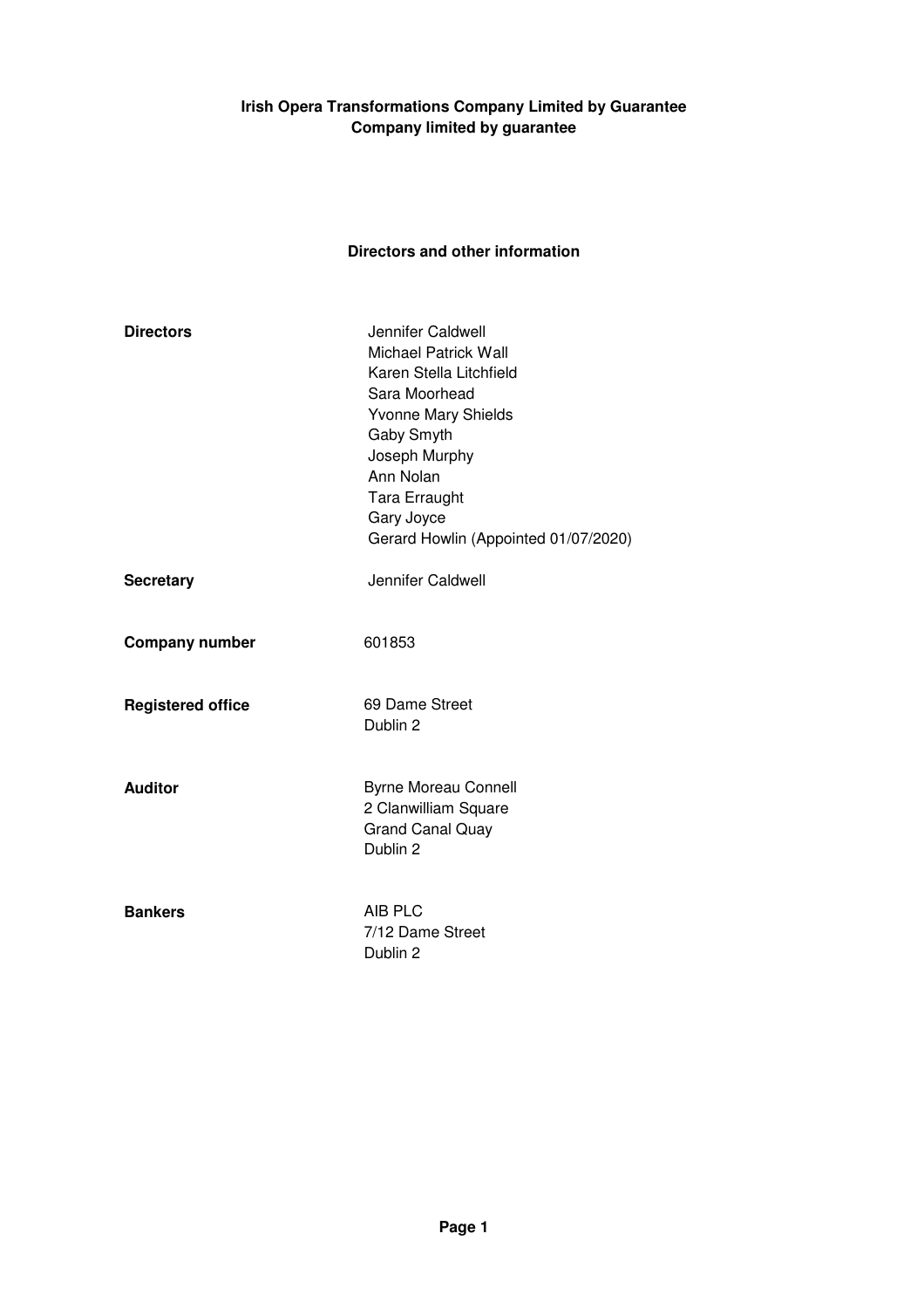**Irish Opera Transformations Company Limited by Guarantee**
**Company limited by guarantee**

## Directors and other information

| | |
|---|---|
| **Directors** | Jennifer Caldwell<br>Michael Patrick Wall<br>Karen Stella Litchfield<br>Sara Moorhead<br>Yvonne Mary Shields<br>Gaby Smyth<br>Joseph Murphy<br>Ann Nolan<br>Tara Erraught<br>Gary Joyce<br>Gerard Howlin (Appointed 01/07/2020) |
| **Secretary** | Jennifer Caldwell |
| **Company number** | 601853 |
| **Registered office** | 69 Dame Street<br>Dublin 2 |
| **Auditor** | Byrne Moreau Connell<br>2 Clanwilliam Square<br>Grand Canal Quay<br>Dublin 2 |
| **Bankers** | AIB PLC<br>7/12 Dame Street<br>Dublin 2 |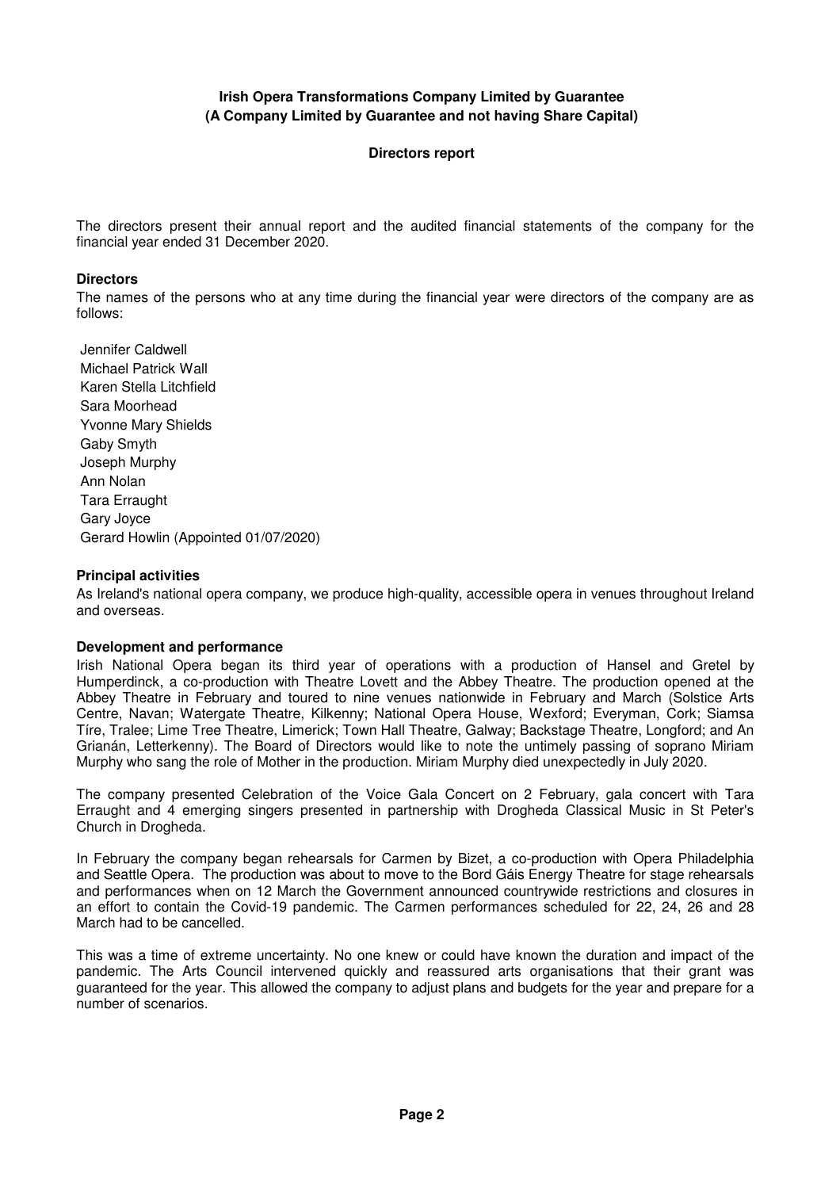**Irish Opera Transformations Company Limited by Guarantee**
**(A Company Limited by Guarantee and not having Share Capital)**

## Directors report

The directors present their annual report and the audited financial statements of the company for the financial year ended 31 December 2020.

### Directors

The names of the persons who at any time during the financial year were directors of the company are as follows:

Jennifer Caldwell
Michael Patrick Wall
Karen Stella Litchfield
Sara Moorhead
Yvonne Mary Shields
Gaby Smyth
Joseph Murphy
Ann Nolan
Tara Erraught
Gary Joyce
Gerard Howlin (Appointed 01/07/2020)

### Principal activities

As Ireland's national opera company, we produce high-quality, accessible opera in venues throughout Ireland and overseas.

### Development and performance

Irish National Opera began its third year of operations with a production of Hansel and Gretel by Humperdinck, a co-production with Theatre Lovett and the Abbey Theatre. The production opened at the Abbey Theatre in February and toured to nine venues nationwide in February and March (Solstice Arts Centre, Navan; Watergate Theatre, Kilkenny; National Opera House, Wexford; Everyman, Cork; Siamsa Tíre, Tralee; Lime Tree Theatre, Limerick; Town Hall Theatre, Galway; Backstage Theatre, Longford; and An Grianán, Letterkenny). The Board of Directors would like to note the untimely passing of soprano Miriam Murphy who sang the role of Mother in the production. Miriam Murphy died unexpectedly in July 2020.

The company presented Celebration of the Voice Gala Concert on 2 February, gala concert with Tara Erraught and 4 emerging singers presented in partnership with Drogheda Classical Music in St Peter's Church in Drogheda.

In February the company began rehearsals for Carmen by Bizet, a co-production with Opera Philadelphia and Seattle Opera. The production was about to move to the Bord Gáis Energy Theatre for stage rehearsals and performances when on 12 March the Government announced countrywide restrictions and closures in an effort to contain the Covid-19 pandemic. The Carmen performances scheduled for 22, 24, 26 and 28 March had to be cancelled.

This was a time of extreme uncertainty. No one knew or could have known the duration and impact of the pandemic. The Arts Council intervened quickly and reassured arts organisations that their grant was guaranteed for the year. This allowed the company to adjust plans and budgets for the year and prepare for a number of scenarios.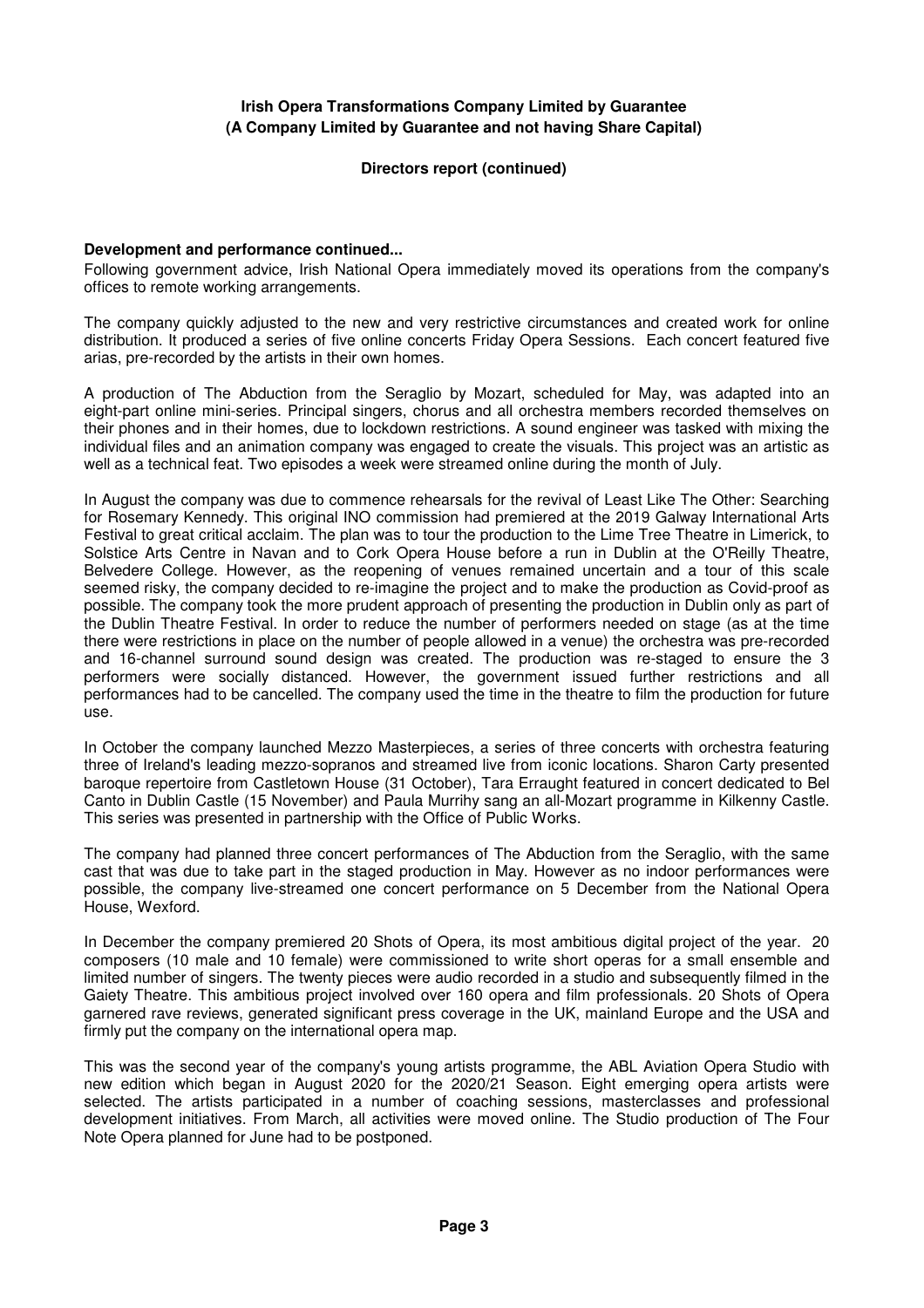**Irish Opera Transformations Company Limited by Guarantee**
**(A Company Limited by Guarantee and not having Share Capital)**

**Directors report (continued)**

**Development and performance continued...**

Following government advice, Irish National Opera immediately moved its operations from the company's offices to remote working arrangements.

The company quickly adjusted to the new and very restrictive circumstances and created work for online distribution. It produced a series of five online concerts Friday Opera Sessions. Each concert featured five arias, pre-recorded by the artists in their own homes.

A production of The Abduction from the Seraglio by Mozart, scheduled for May, was adapted into an eight-part online mini-series. Principal singers, chorus and all orchestra members recorded themselves on their phones and in their homes, due to lockdown restrictions. A sound engineer was tasked with mixing the individual files and an animation company was engaged to create the visuals. This project was an artistic as well as a technical feat. Two episodes a week were streamed online during the month of July.

In August the company was due to commence rehearsals for the revival of Least Like The Other: Searching for Rosemary Kennedy. This original INO commission had premiered at the 2019 Galway International Arts Festival to great critical acclaim. The plan was to tour the production to the Lime Tree Theatre in Limerick, to Solstice Arts Centre in Navan and to Cork Opera House before a run in Dublin at the O'Reilly Theatre, Belvedere College. However, as the reopening of venues remained uncertain and a tour of this scale seemed risky, the company decided to re-imagine the project and to make the production as Covid-proof as possible. The company took the more prudent approach of presenting the production in Dublin only as part of the Dublin Theatre Festival. In order to reduce the number of performers needed on stage (as at the time there were restrictions in place on the number of people allowed in a venue) the orchestra was pre-recorded and 16-channel surround sound design was created. The production was re-staged to ensure the 3 performers were socially distanced. However, the government issued further restrictions and all performances had to be cancelled. The company used the time in the theatre to film the production for future use.

In October the company launched Mezzo Masterpieces, a series of three concerts with orchestra featuring three of Ireland's leading mezzo-sopranos and streamed live from iconic locations. Sharon Carty presented baroque repertoire from Castletown House (31 October), Tara Erraught featured in concert dedicated to Bel Canto in Dublin Castle (15 November) and Paula Murrihy sang an all-Mozart programme in Kilkenny Castle. This series was presented in partnership with the Office of Public Works.

The company had planned three concert performances of The Abduction from the Seraglio, with the same cast that was due to take part in the staged production in May. However as no indoor performances were possible, the company live-streamed one concert performance on 5 December from the National Opera House, Wexford.

In December the company premiered 20 Shots of Opera, its most ambitious digital project of the year. 20 composers (10 male and 10 female) were commissioned to write short operas for a small ensemble and limited number of singers. The twenty pieces were audio recorded in a studio and subsequently filmed in the Gaiety Theatre. This ambitious project involved over 160 opera and film professionals. 20 Shots of Opera garnered rave reviews, generated significant press coverage in the UK, mainland Europe and the USA and firmly put the company on the international opera map.

This was the second year of the company's young artists programme, the ABL Aviation Opera Studio with new edition which began in August 2020 for the 2020/21 Season. Eight emerging opera artists were selected. The artists participated in a number of coaching sessions, masterclasses and professional development initiatives. From March, all activities were moved online. The Studio production of The Four Note Opera planned for June had to be postponed.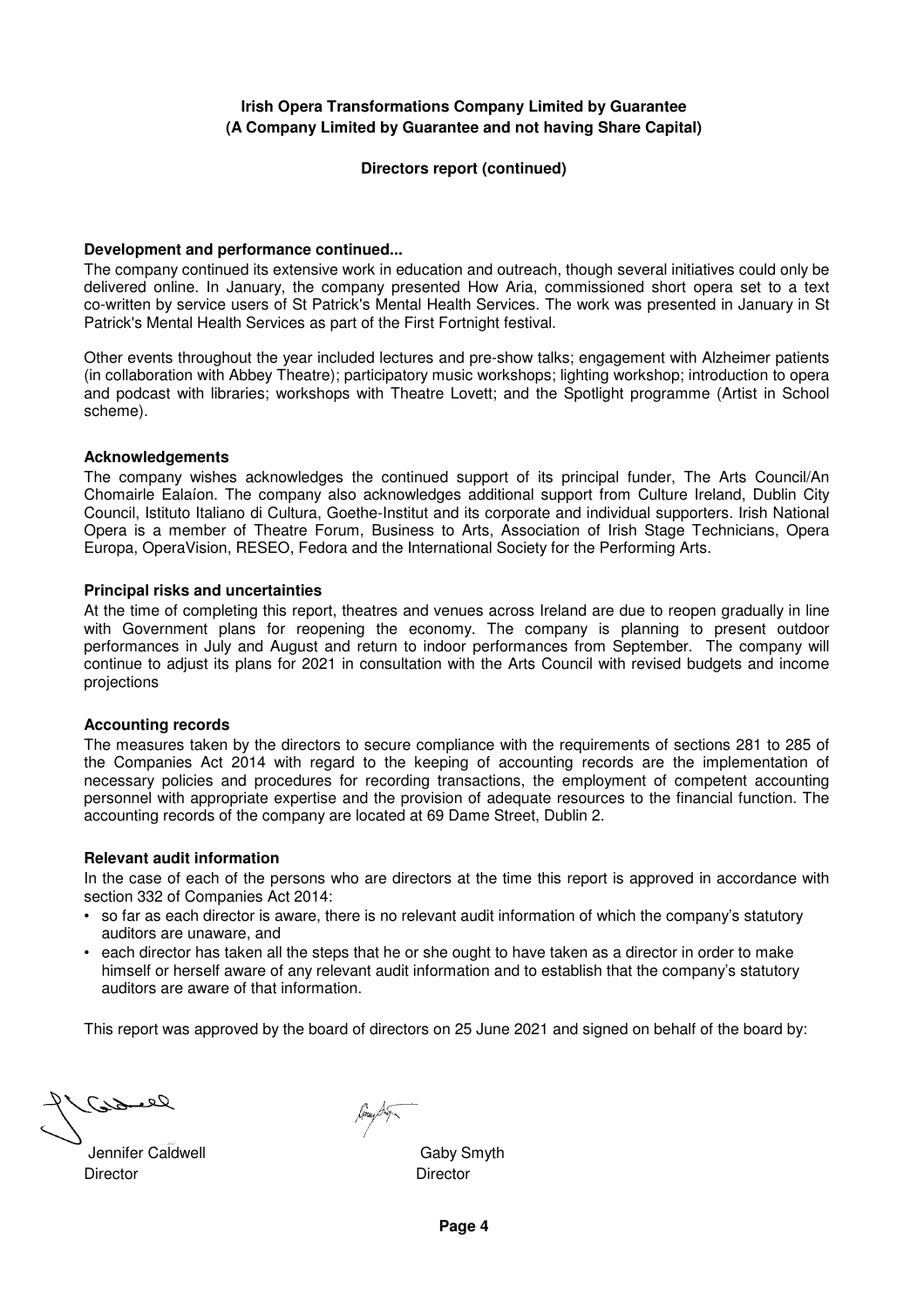**Irish Opera Transformations Company Limited by Guarantee**
**(A Company Limited by Guarantee and not having Share Capital)**

**Directors report (continued)**

**Development and performance continued...**

The company continued its extensive work in education and outreach, though several initiatives could only be delivered online. In January, the company presented How Aria, commissioned short opera set to a text co-written by service users of St Patrick's Mental Health Services. The work was presented in January in St Patrick's Mental Health Services as part of the First Fortnight festival.

Other events throughout the year included lectures and pre-show talks; engagement with Alzheimer patients (in collaboration with Abbey Theatre); participatory music workshops; lighting workshop; introduction to opera and podcast with libraries; workshops with Theatre Lovett; and the Spotlight programme (Artist in School scheme).

**Acknowledgements**

The company wishes acknowledges the continued support of its principal funder, The Arts Council/An Chomairle Ealaíon. The company also acknowledges additional support from Culture Ireland, Dublin City Council, Istituto Italiano di Cultura, Goethe-Institut and its corporate and individual supporters. Irish National Opera is a member of Theatre Forum, Business to Arts, Association of Irish Stage Technicians, Opera Europa, OperaVision, RESEO, Fedora and the International Society for the Performing Arts.

**Principal risks and uncertainties**

At the time of completing this report, theatres and venues across Ireland are due to reopen gradually in line with Government plans for reopening the economy. The company is planning to present outdoor performances in July and August and return to indoor performances from September. The company will continue to adjust its plans for 2021 in consultation with the Arts Council with revised budgets and income projections

**Accounting records**

The measures taken by the directors to secure compliance with the requirements of sections 281 to 285 of the Companies Act 2014 with regard to the keeping of accounting records are the implementation of necessary policies and procedures for recording transactions, the employment of competent accounting personnel with appropriate expertise and the provision of adequate resources to the financial function. The accounting records of the company are located at 69 Dame Street, Dublin 2.

**Relevant audit information**

In the case of each of the persons who are directors at the time this report is approved in accordance with section 332 of Companies Act 2014:

- so far as each director is aware, there is no relevant audit information of which the company's statutory auditors are unaware, and
- each director has taken all the steps that he or she ought to have taken as a director in order to make himself or herself aware of any relevant audit information and to establish that the company's statutory auditors are aware of that information.

This report was approved by the board of directors on 25 June 2021 and signed on behalf of the board by:

Jennifer Caldwell
Director

Gaby Smyth
Director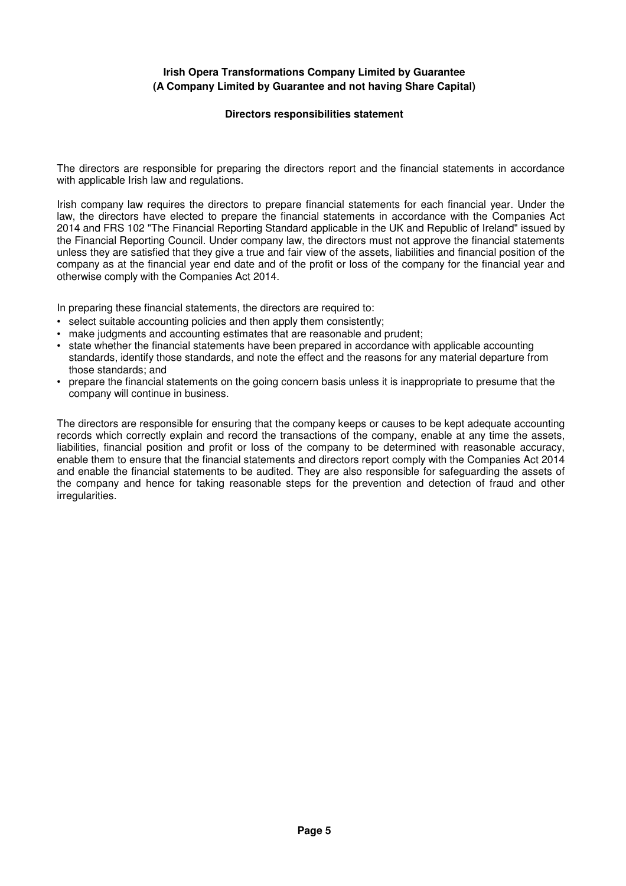**Irish Opera Transformations Company Limited by Guarantee**
**(A Company Limited by Guarantee and not having Share Capital)**

## Directors responsibilities statement

The directors are responsible for preparing the directors report and the financial statements in accordance with applicable Irish law and regulations.

Irish company law requires the directors to prepare financial statements for each financial year. Under the law, the directors have elected to prepare the financial statements in accordance with the Companies Act 2014 and FRS 102 "The Financial Reporting Standard applicable in the UK and Republic of Ireland" issued by the Financial Reporting Council. Under company law, the directors must not approve the financial statements unless they are satisfied that they give a true and fair view of the assets, liabilities and financial position of the company as at the financial year end date and of the profit or loss of the company for the financial year and otherwise comply with the Companies Act 2014.

In preparing these financial statements, the directors are required to:

- select suitable accounting policies and then apply them consistently;
- make judgments and accounting estimates that are reasonable and prudent;
- state whether the financial statements have been prepared in accordance with applicable accounting standards, identify those standards, and note the effect and the reasons for any material departure from those standards; and
- prepare the financial statements on the going concern basis unless it is inappropriate to presume that the company will continue in business.

The directors are responsible for ensuring that the company keeps or causes to be kept adequate accounting records which correctly explain and record the transactions of the company, enable at any time the assets, liabilities, financial position and profit or loss of the company to be determined with reasonable accuracy, enable them to ensure that the financial statements and directors report comply with the Companies Act 2014 and enable the financial statements to be audited. They are also responsible for safeguarding the assets of the company and hence for taking reasonable steps for the prevention and detection of fraud and other irregularities.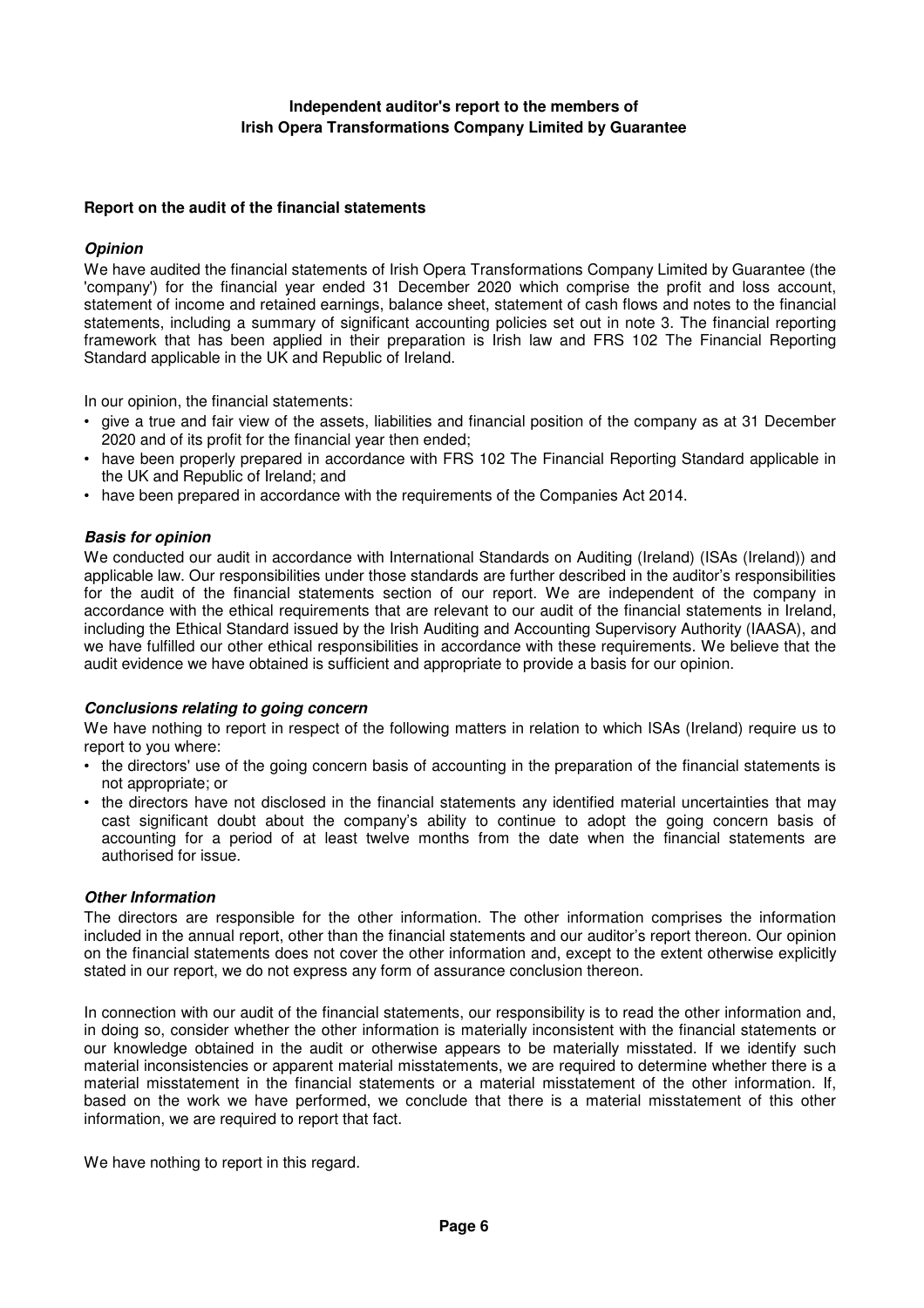# Independent auditor's report to the members of Irish Opera Transformations Company Limited by Guarantee

## Report on the audit of the financial statements

### *Opinion*

We have audited the financial statements of Irish Opera Transformations Company Limited by Guarantee (the 'company') for the financial year ended 31 December 2020 which comprise the profit and loss account, statement of income and retained earnings, balance sheet, statement of cash flows and notes to the financial statements, including a summary of significant accounting policies set out in note 3. The financial reporting framework that has been applied in their preparation is Irish law and FRS 102 The Financial Reporting Standard applicable in the UK and Republic of Ireland.

In our opinion, the financial statements:

- give a true and fair view of the assets, liabilities and financial position of the company as at 31 December 2020 and of its profit for the financial year then ended;
- have been properly prepared in accordance with FRS 102 The Financial Reporting Standard applicable in the UK and Republic of Ireland; and
- have been prepared in accordance with the requirements of the Companies Act 2014.

### *Basis for opinion*

We conducted our audit in accordance with International Standards on Auditing (Ireland) (ISAs (Ireland)) and applicable law. Our responsibilities under those standards are further described in the auditor's responsibilities for the audit of the financial statements section of our report. We are independent of the company in accordance with the ethical requirements that are relevant to our audit of the financial statements in Ireland, including the Ethical Standard issued by the Irish Auditing and Accounting Supervisory Authority (IAASA), and we have fulfilled our other ethical responsibilities in accordance with these requirements. We believe that the audit evidence we have obtained is sufficient and appropriate to provide a basis for our opinion.

### *Conclusions relating to going concern*

We have nothing to report in respect of the following matters in relation to which ISAs (Ireland) require us to report to you where:

- the directors' use of the going concern basis of accounting in the preparation of the financial statements is not appropriate; or
- the directors have not disclosed in the financial statements any identified material uncertainties that may cast significant doubt about the company's ability to continue to adopt the going concern basis of accounting for a period of at least twelve months from the date when the financial statements are authorised for issue.

### *Other Information*

The directors are responsible for the other information. The other information comprises the information included in the annual report, other than the financial statements and our auditor's report thereon. Our opinion on the financial statements does not cover the other information and, except to the extent otherwise explicitly stated in our report, we do not express any form of assurance conclusion thereon.

In connection with our audit of the financial statements, our responsibility is to read the other information and, in doing so, consider whether the other information is materially inconsistent with the financial statements or our knowledge obtained in the audit or otherwise appears to be materially misstated. If we identify such material inconsistencies or apparent material misstatements, we are required to determine whether there is a material misstatement in the financial statements or a material misstatement of the other information. If, based on the work we have performed, we conclude that there is a material misstatement of this other information, we are required to report that fact.

We have nothing to report in this regard.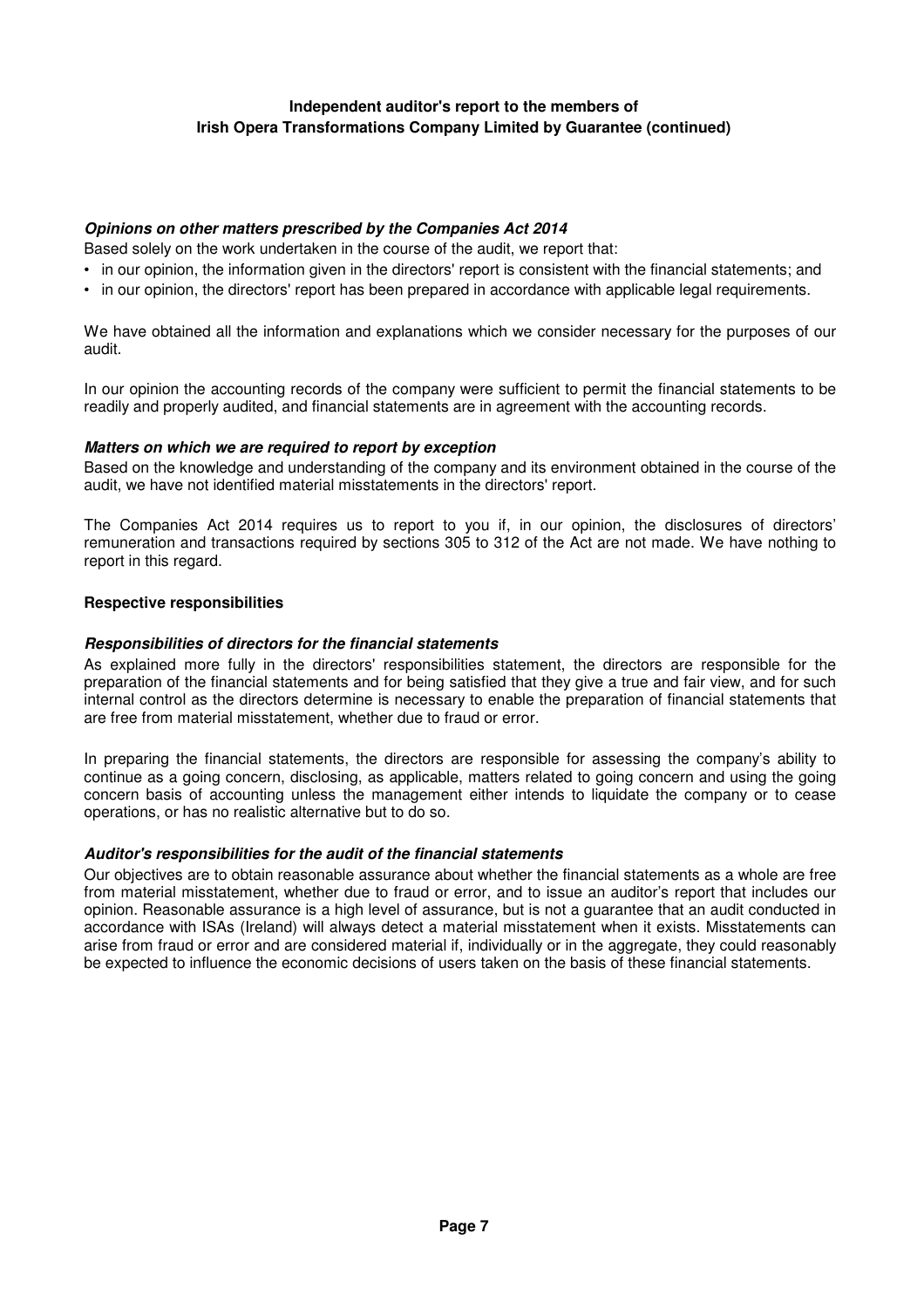**Independent auditor's report to the members of Irish Opera Transformations Company Limited by Guarantee (continued)**

***Opinions on other matters prescribed by the Companies Act 2014***

Based solely on the work undertaken in the course of the audit, we report that:

- in our opinion, the information given in the directors' report is consistent with the financial statements; and
- in our opinion, the directors' report has been prepared in accordance with applicable legal requirements.

We have obtained all the information and explanations which we consider necessary for the purposes of our audit.

In our opinion the accounting records of the company were sufficient to permit the financial statements to be readily and properly audited, and financial statements are in agreement with the accounting records.

***Matters on which we are required to report by exception***

Based on the knowledge and understanding of the company and its environment obtained in the course of the audit, we have not identified material misstatements in the directors' report.

The Companies Act 2014 requires us to report to you if, in our opinion, the disclosures of directors' remuneration and transactions required by sections 305 to 312 of the Act are not made. We have nothing to report in this regard.

**Respective responsibilities**

***Responsibilities of directors for the financial statements***

As explained more fully in the directors' responsibilities statement, the directors are responsible for the preparation of the financial statements and for being satisfied that they give a true and fair view, and for such internal control as the directors determine is necessary to enable the preparation of financial statements that are free from material misstatement, whether due to fraud or error.

In preparing the financial statements, the directors are responsible for assessing the company's ability to continue as a going concern, disclosing, as applicable, matters related to going concern and using the going concern basis of accounting unless the management either intends to liquidate the company or to cease operations, or has no realistic alternative but to do so.

***Auditor's responsibilities for the audit of the financial statements***

Our objectives are to obtain reasonable assurance about whether the financial statements as a whole are free from material misstatement, whether due to fraud or error, and to issue an auditor's report that includes our opinion. Reasonable assurance is a high level of assurance, but is not a guarantee that an audit conducted in accordance with ISAs (Ireland) will always detect a material misstatement when it exists. Misstatements can arise from fraud or error and are considered material if, individually or in the aggregate, they could reasonably be expected to influence the economic decisions of users taken on the basis of these financial statements.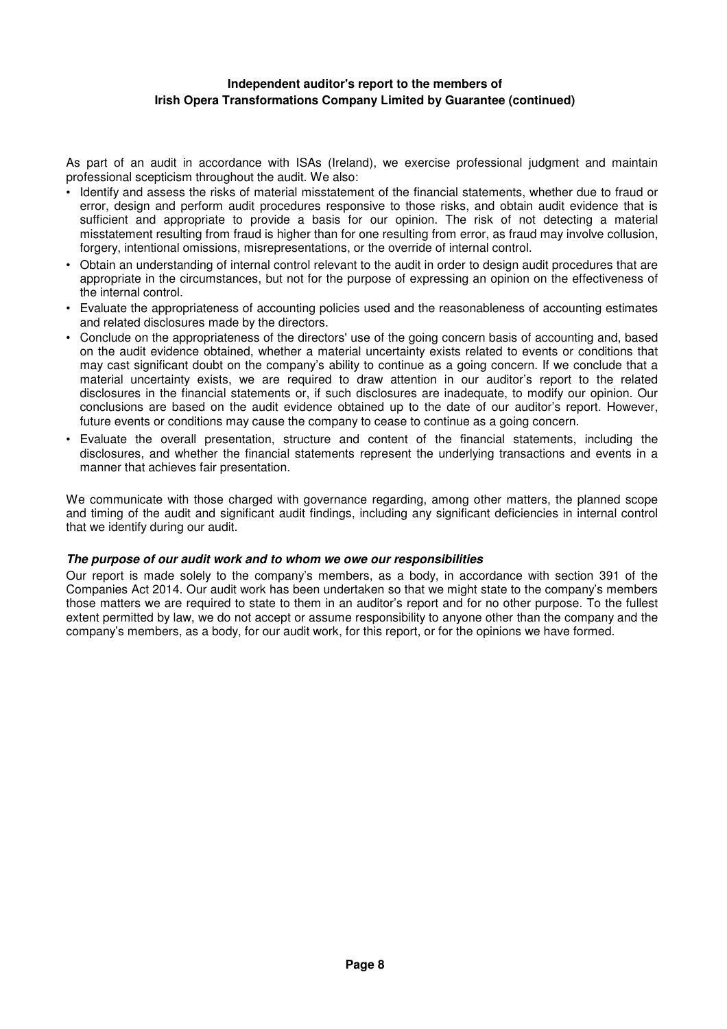As part of an audit in accordance with ISAs (Ireland), we exercise professional judgment and maintain professional scepticism throughout the audit. We also:

- Identify and assess the risks of material misstatement of the financial statements, whether due to fraud or error, design and perform audit procedures responsive to those risks, and obtain audit evidence that is sufficient and appropriate to provide a basis for our opinion. The risk of not detecting a material misstatement resulting from fraud is higher than for one resulting from error, as fraud may involve collusion, forgery, intentional omissions, misrepresentations, or the override of internal control.
- Obtain an understanding of internal control relevant to the audit in order to design audit procedures that are appropriate in the circumstances, but not for the purpose of expressing an opinion on the effectiveness of the internal control.
- Evaluate the appropriateness of accounting policies used and the reasonableness of accounting estimates and related disclosures made by the directors.
- Conclude on the appropriateness of the directors' use of the going concern basis of accounting and, based on the audit evidence obtained, whether a material uncertainty exists related to events or conditions that may cast significant doubt on the company's ability to continue as a going concern. If we conclude that a material uncertainty exists, we are required to draw attention in our auditor's report to the related disclosures in the financial statements or, if such disclosures are inadequate, to modify our opinion. Our conclusions are based on the audit evidence obtained up to the date of our auditor's report. However, future events or conditions may cause the company to cease to continue as a going concern.
- Evaluate the overall presentation, structure and content of the financial statements, including the disclosures, and whether the financial statements represent the underlying transactions and events in a manner that achieves fair presentation.

We communicate with those charged with governance regarding, among other matters, the planned scope and timing of the audit and significant audit findings, including any significant deficiencies in internal control that we identify during our audit.

***The purpose of our audit work and to whom we owe our responsibilities***

Our report is made solely to the company's members, as a body, in accordance with section 391 of the Companies Act 2014. Our audit work has been undertaken so that we might state to the company's members those matters we are required to state to them in an auditor's report and for no other purpose. To the fullest extent permitted by law, we do not accept or assume responsibility to anyone other than the company and the company's members, as a body, for our audit work, for this report, or for the opinions we have formed.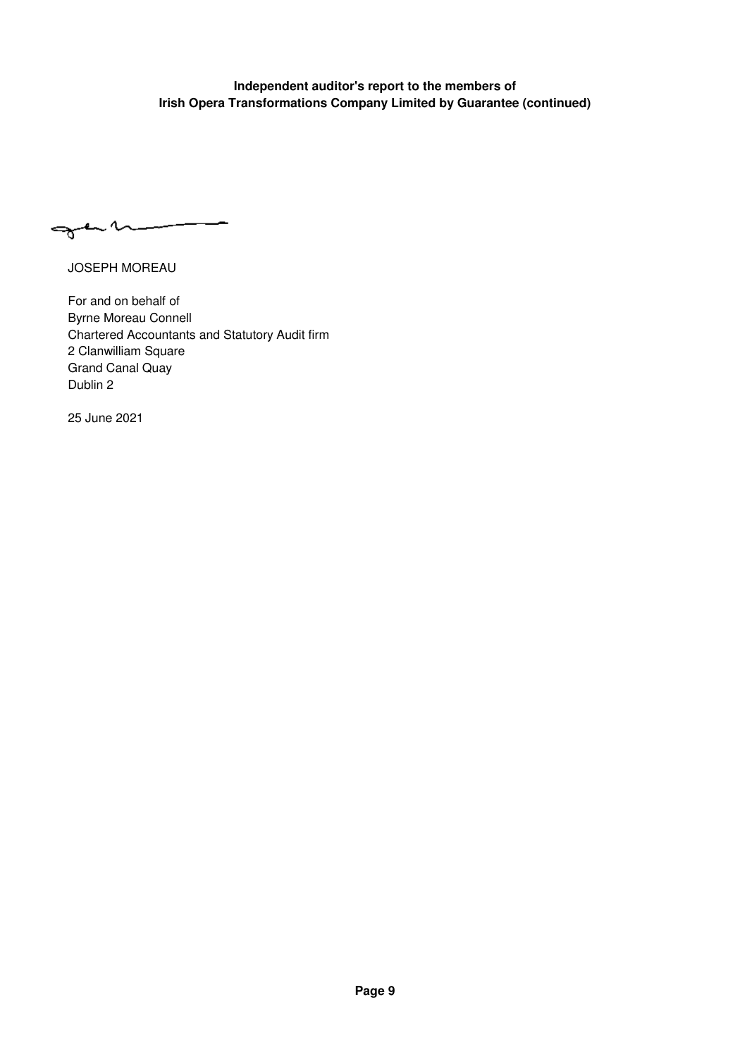**Independent auditor's report to the members of Irish Opera Transformations Company Limited by Guarantee (continued)**

JOSEPH MOREAU

For and on behalf of
Byrne Moreau Connell
Chartered Accountants and Statutory Audit firm
2 Clanwilliam Square
Grand Canal Quay
Dublin 2

25 June 2021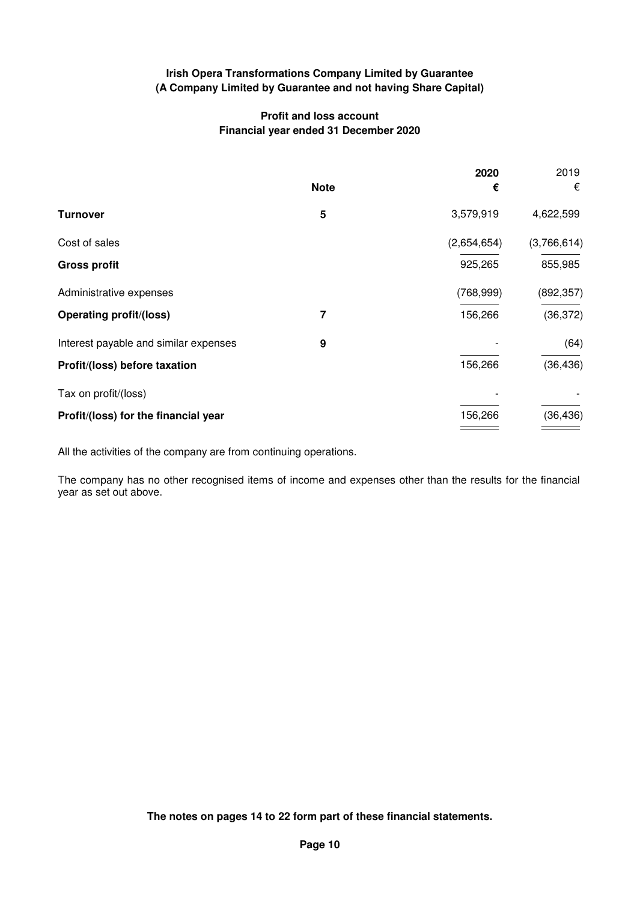**Irish Opera Transformations Company Limited by Guarantee**
**(A Company Limited by Guarantee and not having Share Capital)**

## Profit and loss account
### Financial year ended 31 December 2020

| | Note | 2020 € | 2019 € |
|---|---|---|---|
| **Turnover** | 5 | 3,579,919 | 4,622,599 |
| Cost of sales | | (2,654,654) | (3,766,614) |
| **Gross profit** | | 925,265 | 855,985 |
| Administrative expenses | | (768,999) | (892,357) |
| **Operating profit/(loss)** | 7 | 156,266 | (36,372) |
| Interest payable and similar expenses | 9 | - | (64) |
| **Profit/(loss) before taxation** | | 156,266 | (36,436) |
| Tax on profit/(loss) | | - | - |
| **Profit/(loss) for the financial year** | | 156,266 | (36,436) |

All the activities of the company are from continuing operations.

The company has no other recognised items of income and expenses other than the results for the financial year as set out above.

**The notes on pages 14 to 22 form part of these financial statements.**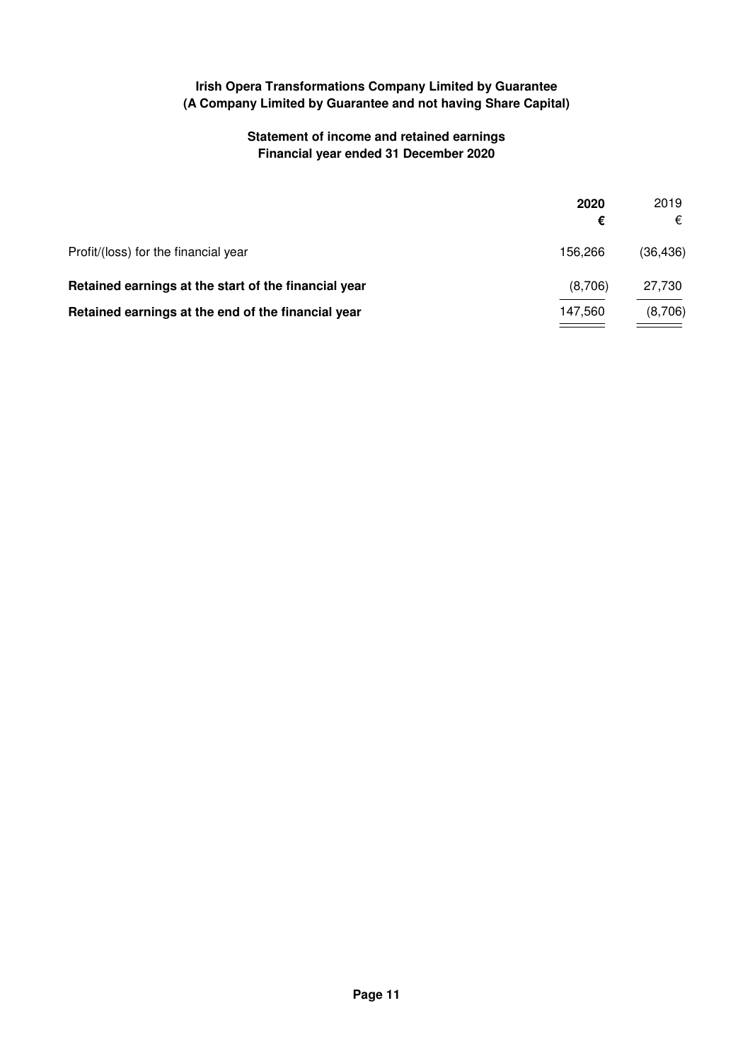**Irish Opera Transformations Company Limited by Guarantee**
**(A Company Limited by Guarantee and not having Share Capital)**

## Statement of income and retained earnings
## Financial year ended 31 December 2020

| | **2020** | 2019 |
|---|---|---|
| | **€** | € |
| Profit/(loss) for the financial year | 156,266 | (36,436) |
| **Retained earnings at the start of the financial year** | (8,706) | 27,730 |
| **Retained earnings at the end of the financial year** | 147,560 | (8,706) |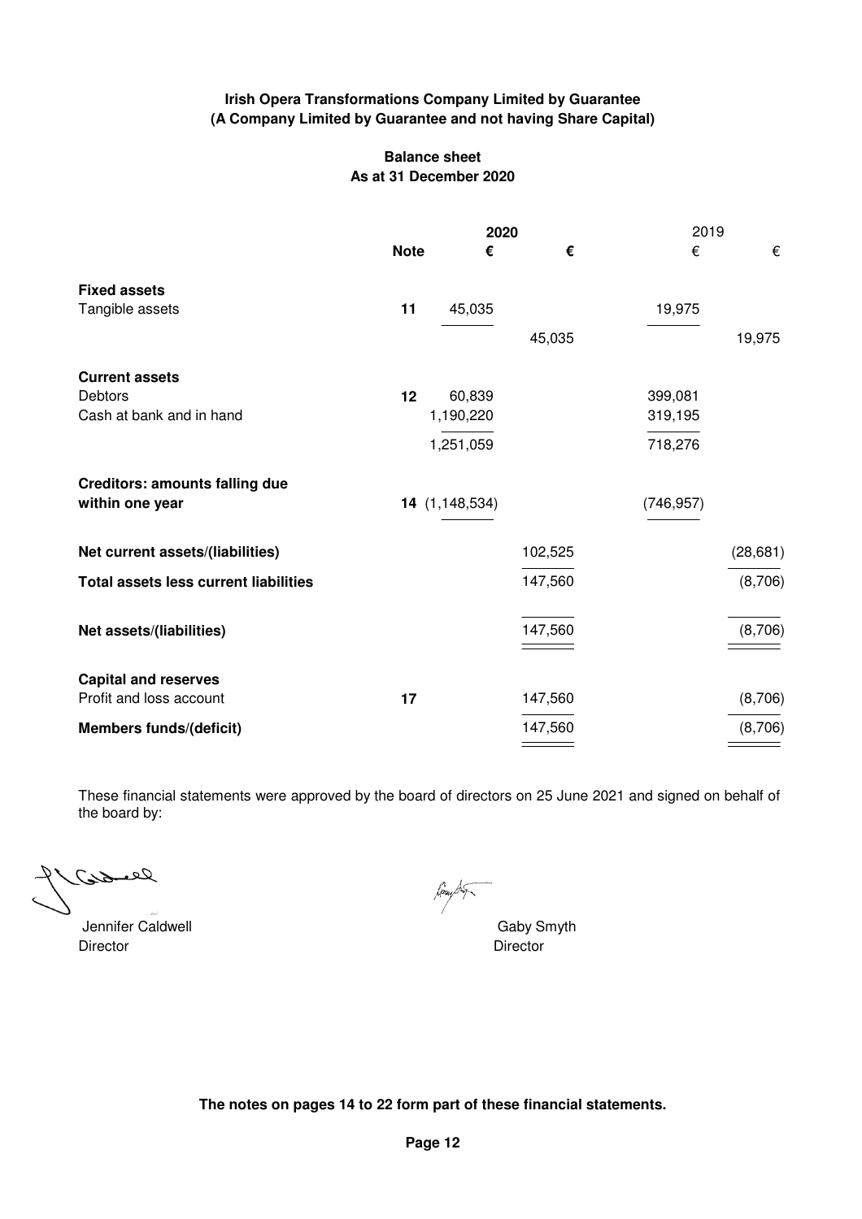**Irish Opera Transformations Company Limited by Guarantee**
**(A Company Limited by Guarantee and not having Share Capital)**

**Balance sheet**
**As at 31 December 2020**

| | Note | 2020 € | 2020 € | 2019 € | 2019 € |
|---|---|---|---|---|---|
| **Fixed assets** | | | | | |
| Tangible assets | 11 | 45,035 | | 19,975 | |
| | | | 45,035 | | 19,975 |
| **Current assets** | | | | | |
| Debtors | 12 | 60,839 | | 399,081 | |
| Cash at bank and in hand | | 1,190,220 | | 319,195 | |
| | | 1,251,059 | | 718,276 | |
| **Creditors: amounts falling due within one year** | 14 | (1,148,534) | | (746,957) | |
| **Net current assets/(liabilities)** | | | 102,525 | | (28,681) |
| **Total assets less current liabilities** | | | 147,560 | | (8,706) |
| **Net assets/(liabilities)** | | | 147,560 | | (8,706) |
| **Capital and reserves** | | | | | |
| Profit and loss account | 17 | | 147,560 | | (8,706) |
| **Members funds/(deficit)** | | | 147,560 | | (8,706) |

These financial statements were approved by the board of directors on 25 June 2021 and signed on behalf of the board by:

Jennifer Caldwell
Director

Gaby Smyth
Director

**The notes on pages 14 to 22 form part of these financial statements.**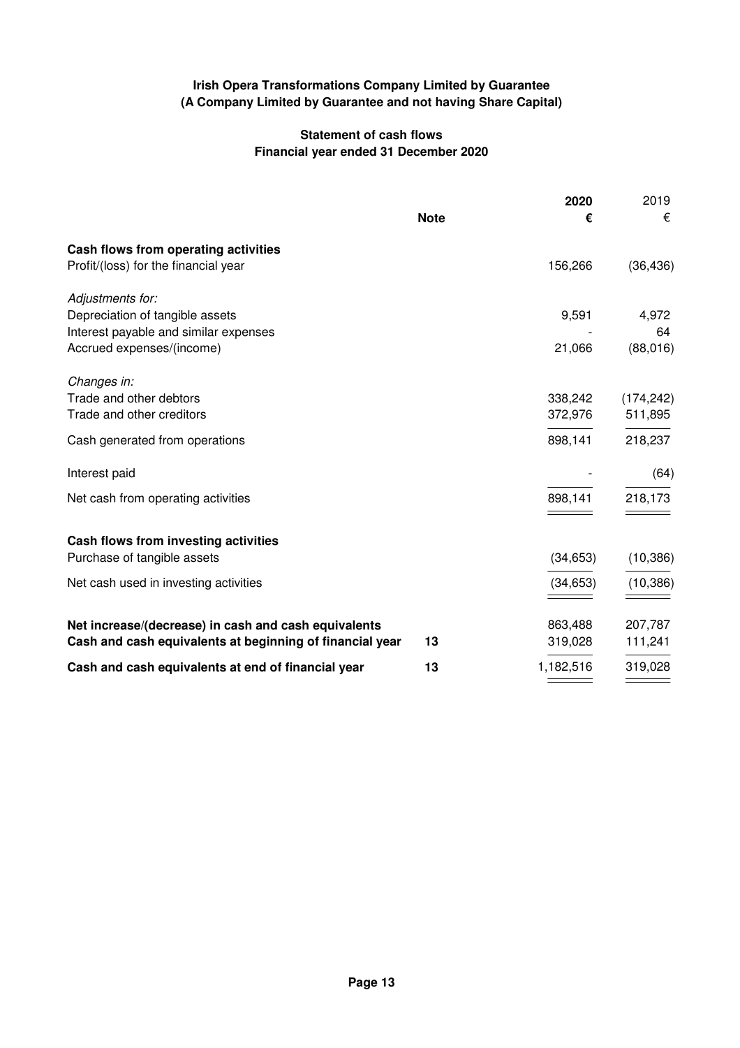**Irish Opera Transformations Company Limited by Guarantee**
**(A Company Limited by Guarantee and not having Share Capital)**

**Statement of cash flows**
**Financial year ended 31 December 2020**

| | Note | 2020 € | 2019 € |
|---|---|---|---|
| **Cash flows from operating activities** | | | |
| Profit/(loss) for the financial year | | 156,266 | (36,436) |
| *Adjustments for:* | | | |
| Depreciation of tangible assets | | 9,591 | 4,972 |
| Interest payable and similar expenses | | - | 64 |
| Accrued expenses/(income) | | 21,066 | (88,016) |
| *Changes in:* | | | |
| Trade and other debtors | | 338,242 | (174,242) |
| Trade and other creditors | | 372,976 | 511,895 |
| Cash generated from operations | | 898,141 | 218,237 |
| Interest paid | | - | (64) |
| Net cash from operating activities | | 898,141 | 218,173 |
| **Cash flows from investing activities** | | | |
| Purchase of tangible assets | | (34,653) | (10,386) |
| Net cash used in investing activities | | (34,653) | (10,386) |
| **Net increase/(decrease) in cash and cash equivalents** | | 863,488 | 207,787 |
| **Cash and cash equivalents at beginning of financial year** | 13 | 319,028 | 111,241 |
| **Cash and cash equivalents at end of financial year** | 13 | 1,182,516 | 319,028 |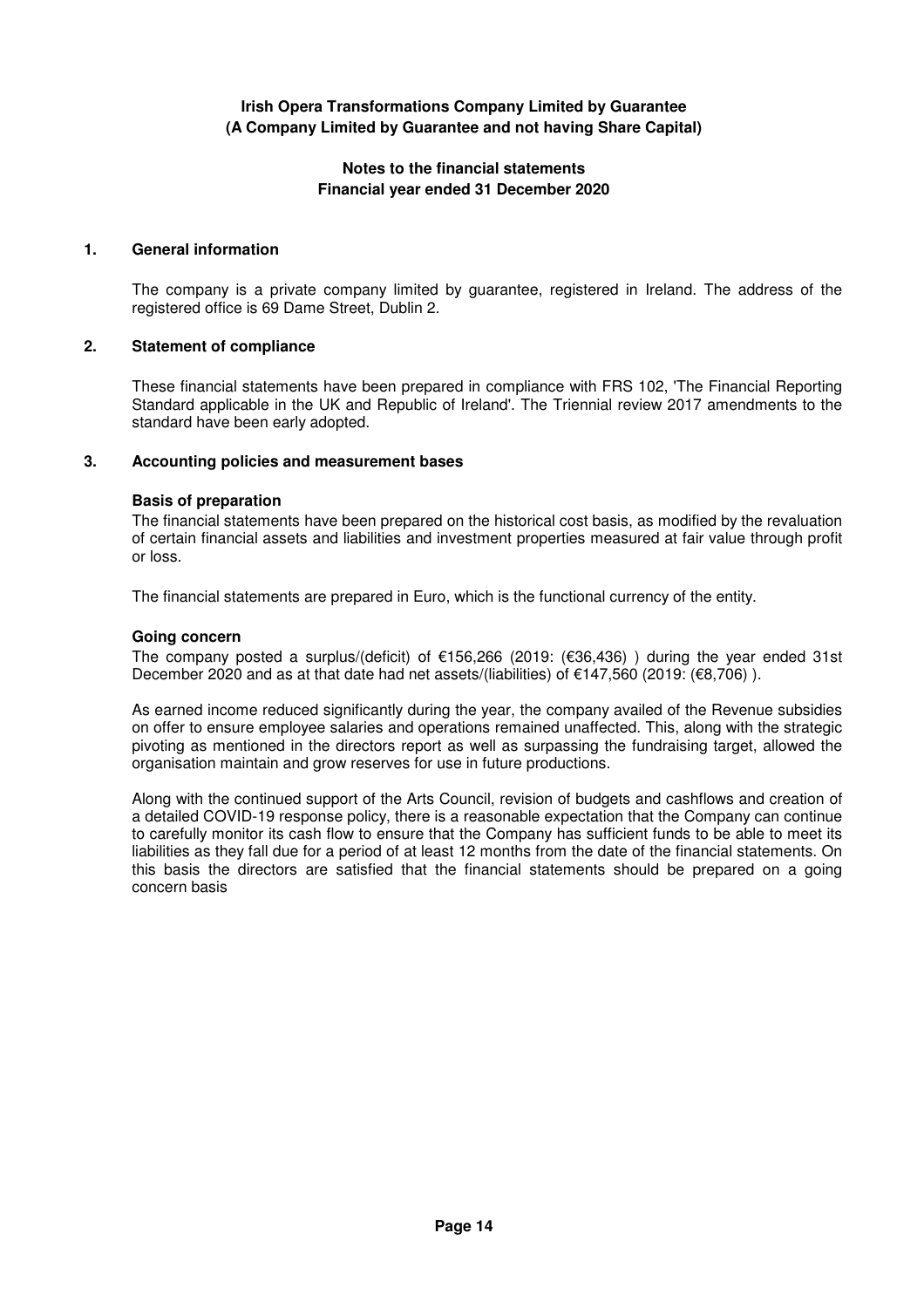**Irish Opera Transformations Company Limited by Guarantee**
**(A Company Limited by Guarantee and not having Share Capital)**

**Notes to the financial statements**
**Financial year ended 31 December 2020**

## 1. General information

The company is a private company limited by guarantee, registered in Ireland. The address of the registered office is 69 Dame Street, Dublin 2.

## 2. Statement of compliance

These financial statements have been prepared in compliance with FRS 102, 'The Financial Reporting Standard applicable in the UK and Republic of Ireland'. The Triennial review 2017 amendments to the standard have been early adopted.

## 3. Accounting policies and measurement bases

### Basis of preparation

The financial statements have been prepared on the historical cost basis, as modified by the revaluation of certain financial assets and liabilities and investment properties measured at fair value through profit or loss.

The financial statements are prepared in Euro, which is the functional currency of the entity.

### Going concern

The company posted a surplus/(deficit) of €156,266 (2019: (€36,436) ) during the year ended 31st December 2020 and as at that date had net assets/(liabilities) of €147,560 (2019: (€8,706) ).

As earned income reduced significantly during the year, the company availed of the Revenue subsidies on offer to ensure employee salaries and operations remained unaffected. This, along with the strategic pivoting as mentioned in the directors report as well as surpassing the fundraising target, allowed the organisation maintain and grow reserves for use in future productions.

Along with the continued support of the Arts Council, revision of budgets and cashflows and creation of a detailed COVID-19 response policy, there is a reasonable expectation that the Company can continue to carefully monitor its cash flow to ensure that the Company has sufficient funds to be able to meet its liabilities as they fall due for a period of at least 12 months from the date of the financial statements. On this basis the directors are satisfied that the financial statements should be prepared on a going concern basis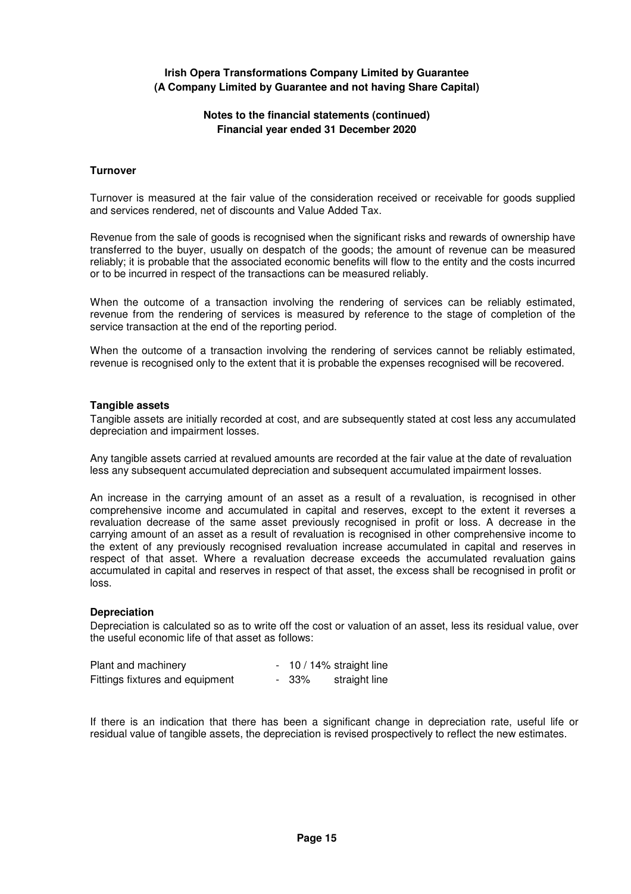**Turnover**

Turnover is measured at the fair value of the consideration received or receivable for goods supplied and services rendered, net of discounts and Value Added Tax.

Revenue from the sale of goods is recognised when the significant risks and rewards of ownership have transferred to the buyer, usually on despatch of the goods; the amount of revenue can be measured reliably; it is probable that the associated economic benefits will flow to the entity and the costs incurred or to be incurred in respect of the transactions can be measured reliably.

When the outcome of a transaction involving the rendering of services can be reliably estimated, revenue from the rendering of services is measured by reference to the stage of completion of the service transaction at the end of the reporting period.

When the outcome of a transaction involving the rendering of services cannot be reliably estimated, revenue is recognised only to the extent that it is probable the expenses recognised will be recovered.

**Tangible assets**

Tangible assets are initially recorded at cost, and are subsequently stated at cost less any accumulated depreciation and impairment losses.

Any tangible assets carried at revalued amounts are recorded at the fair value at the date of revaluation less any subsequent accumulated depreciation and subsequent accumulated impairment losses.

An increase in the carrying amount of an asset as a result of a revaluation, is recognised in other comprehensive income and accumulated in capital and reserves, except to the extent it reverses a revaluation decrease of the same asset previously recognised in profit or loss. A decrease in the carrying amount of an asset as a result of revaluation is recognised in other comprehensive income to the extent of any previously recognised revaluation increase accumulated in capital and reserves in respect of that asset. Where a revaluation decrease exceeds the accumulated revaluation gains accumulated in capital and reserves in respect of that asset, the excess shall be recognised in profit or loss.

**Depreciation**

Depreciation is calculated so as to write off the cost or valuation of an asset, less its residual value, over the useful economic life of that asset as follows:

| | | |
|---|---|---|
| Plant and machinery | - 10 / 14% | straight line |
| Fittings fixtures and equipment | - 33% | straight line |

If there is an indication that there has been a significant change in depreciation rate, useful life or residual value of tangible assets, the depreciation is revised prospectively to reflect the new estimates.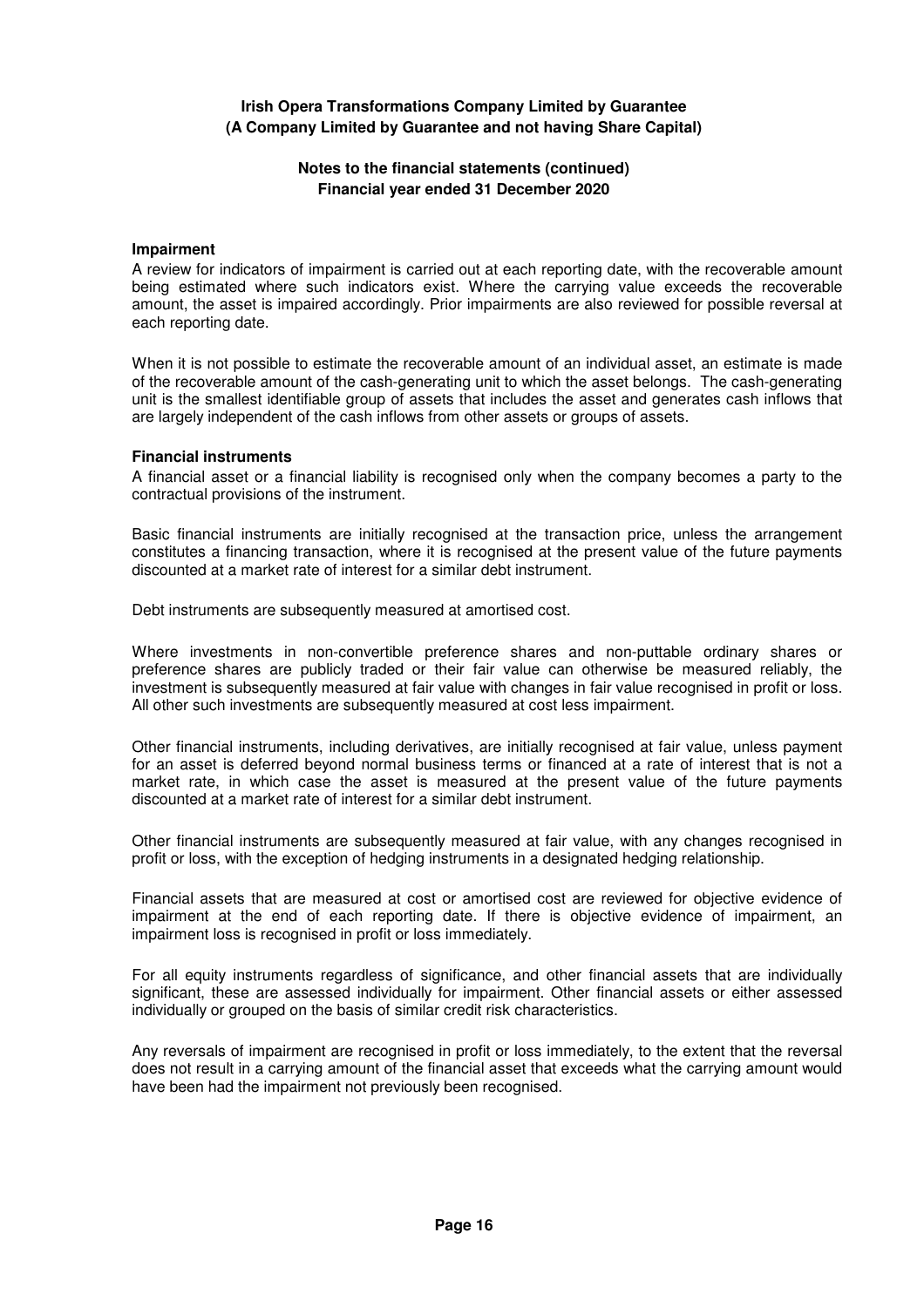**Irish Opera Transformations Company Limited by Guarantee**
**(A Company Limited by Guarantee and not having Share Capital)**

**Notes to the financial statements (continued)**
**Financial year ended 31 December 2020**

**Impairment**

A review for indicators of impairment is carried out at each reporting date, with the recoverable amount being estimated where such indicators exist. Where the carrying value exceeds the recoverable amount, the asset is impaired accordingly. Prior impairments are also reviewed for possible reversal at each reporting date.

When it is not possible to estimate the recoverable amount of an individual asset, an estimate is made of the recoverable amount of the cash-generating unit to which the asset belongs. The cash-generating unit is the smallest identifiable group of assets that includes the asset and generates cash inflows that are largely independent of the cash inflows from other assets or groups of assets.

**Financial instruments**

A financial asset or a financial liability is recognised only when the company becomes a party to the contractual provisions of the instrument.

Basic financial instruments are initially recognised at the transaction price, unless the arrangement constitutes a financing transaction, where it is recognised at the present value of the future payments discounted at a market rate of interest for a similar debt instrument.

Debt instruments are subsequently measured at amortised cost.

Where investments in non-convertible preference shares and non-puttable ordinary shares or preference shares are publicly traded or their fair value can otherwise be measured reliably, the investment is subsequently measured at fair value with changes in fair value recognised in profit or loss. All other such investments are subsequently measured at cost less impairment.

Other financial instruments, including derivatives, are initially recognised at fair value, unless payment for an asset is deferred beyond normal business terms or financed at a rate of interest that is not a market rate, in which case the asset is measured at the present value of the future payments discounted at a market rate of interest for a similar debt instrument.

Other financial instruments are subsequently measured at fair value, with any changes recognised in profit or loss, with the exception of hedging instruments in a designated hedging relationship.

Financial assets that are measured at cost or amortised cost are reviewed for objective evidence of impairment at the end of each reporting date. If there is objective evidence of impairment, an impairment loss is recognised in profit or loss immediately.

For all equity instruments regardless of significance, and other financial assets that are individually significant, these are assessed individually for impairment. Other financial assets or either assessed individually or grouped on the basis of similar credit risk characteristics.

Any reversals of impairment are recognised in profit or loss immediately, to the extent that the reversal does not result in a carrying amount of the financial asset that exceeds what the carrying amount would have been had the impairment not previously been recognised.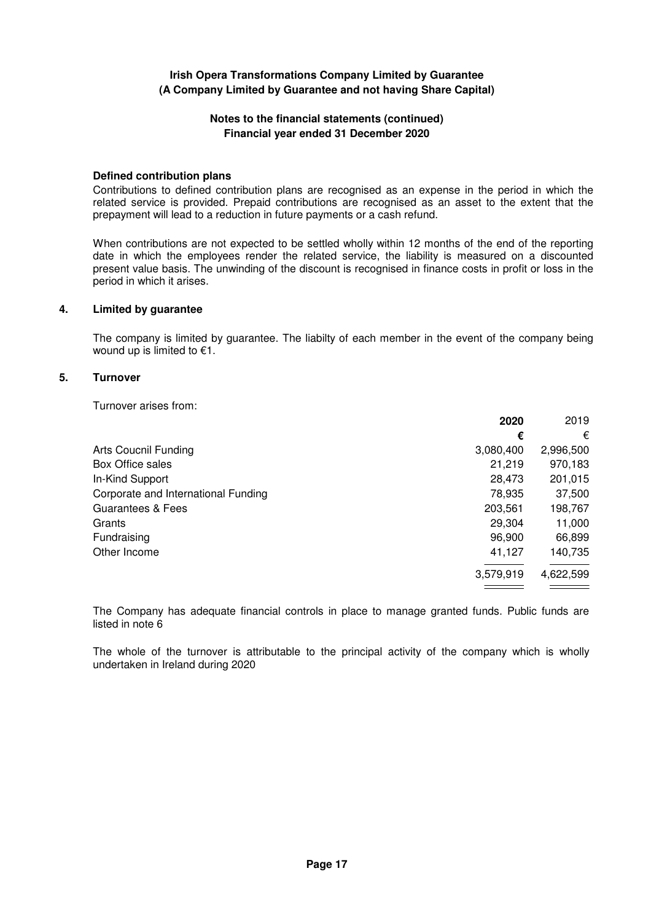**Irish Opera Transformations Company Limited by Guarantee**
**(A Company Limited by Guarantee and not having Share Capital)**

**Notes to the financial statements (continued)**
**Financial year ended 31 December 2020**

**Defined contribution plans**

Contributions to defined contribution plans are recognised as an expense in the period in which the related service is provided. Prepaid contributions are recognised as an asset to the extent that the prepayment will lead to a reduction in future payments or a cash refund.

When contributions are not expected to be settled wholly within 12 months of the end of the reporting date in which the employees render the related service, the liability is measured on a discounted present value basis. The unwinding of the discount is recognised in finance costs in profit or loss in the period in which it arises.

## 4. Limited by guarantee

The company is limited by guarantee. The liabilty of each member in the event of the company being wound up is limited to €1.

## 5. Turnover

Turnover arises from:

| | **2020** | 2019 |
|---|---|---|
| | **€** | € |
| Arts Coucnil Funding | 3,080,400 | 2,996,500 |
| Box Office sales | 21,219 | 970,183 |
| In-Kind Support | 28,473 | 201,015 |
| Corporate and International Funding | 78,935 | 37,500 |
| Guarantees & Fees | 203,561 | 198,767 |
| Grants | 29,304 | 11,000 |
| Fundraising | 96,900 | 66,899 |
| Other Income | 41,127 | 140,735 |
| | 3,579,919 | 4,622,599 |

The Company has adequate financial controls in place to manage granted funds. Public funds are listed in note 6

The whole of the turnover is attributable to the principal activity of the company which is wholly undertaken in Ireland during 2020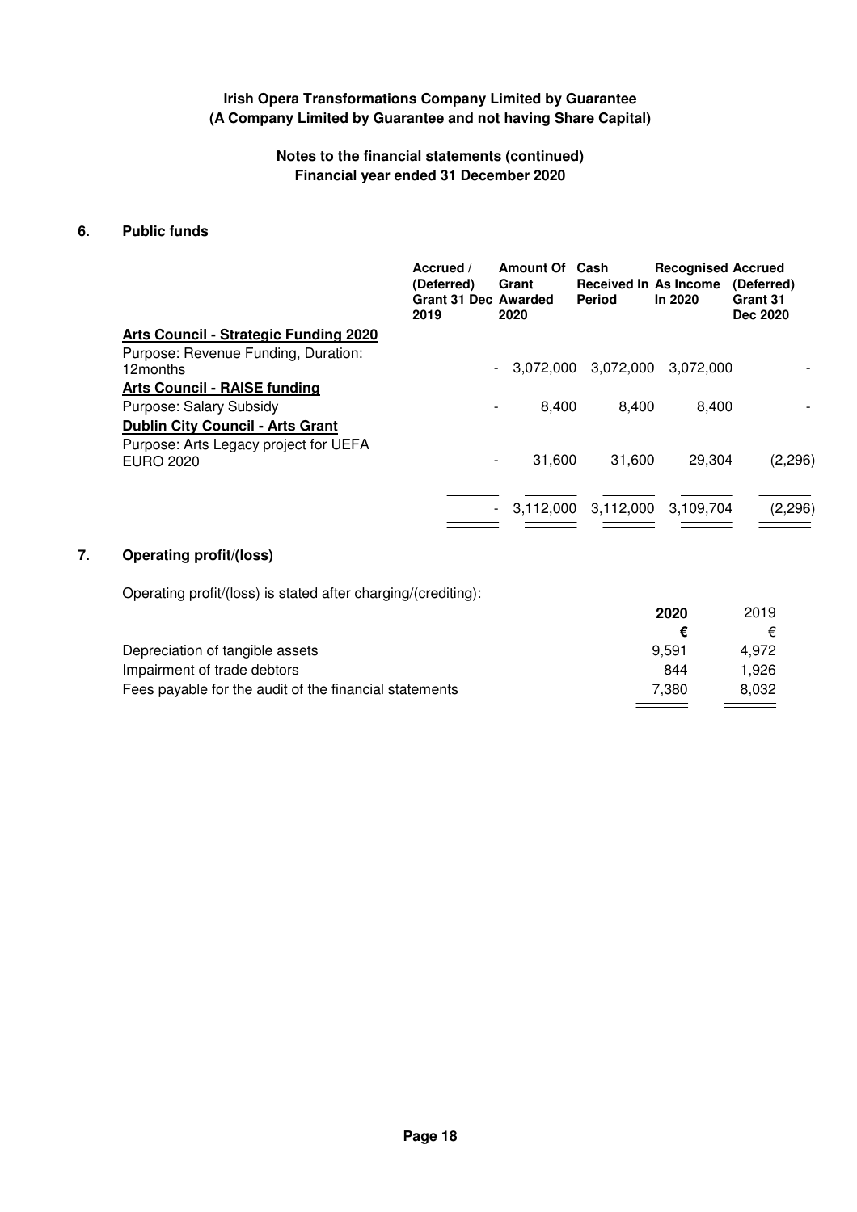**Irish Opera Transformations Company Limited by Guarantee**
**(A Company Limited by Guarantee and not having Share Capital)**

**Notes to the financial statements (continued)**
**Financial year ended 31 December 2020**

## 6. Public funds

| | Accrued / (Deferred) Grant 31 Dec 2019 | Amount Of Grant Awarded 2020 | Cash Received In Period | Recognised As Income In 2020 | Accrued (Deferred) Grant 31 Dec 2020 |
|---|---|---|---|---|---|
| **Arts Council - Strategic Funding 2020** | | | | | |
| Purpose: Revenue Funding, Duration: 12months | - | 3,072,000 | 3,072,000 | 3,072,000 | - |
| **Arts Council - RAISE funding** | | | | | |
| Purpose: Salary Subsidy | - | 8,400 | 8,400 | 8,400 | - |
| **Dublin City Council - Arts Grant** | | | | | |
| Purpose: Arts Legacy project for UEFA EURO 2020 | - | 31,600 | 31,600 | 29,304 | (2,296) |
| | - | 3,112,000 | 3,112,000 | 3,109,704 | (2,296) |

## 7. Operating profit/(loss)

Operating profit/(loss) is stated after charging/(crediting):

| | 2020 | 2019 |
|---|---|---|
| | € | € |
| Depreciation of tangible assets | 9,591 | 4,972 |
| Impairment of trade debtors | 844 | 1,926 |
| Fees payable for the audit of the financial statements | 7,380 | 8,032 |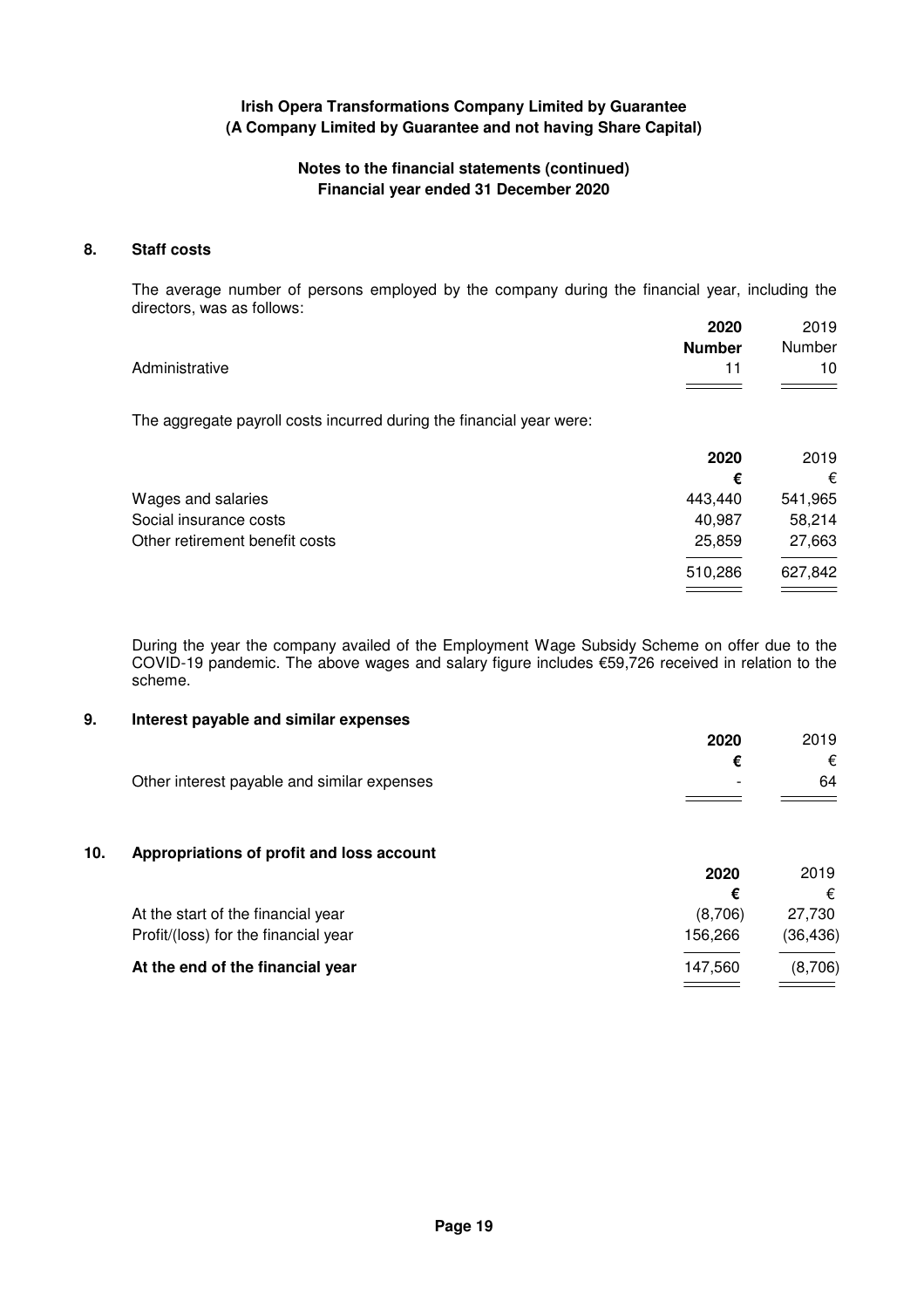**Irish Opera Transformations Company Limited by Guarantee**
**(A Company Limited by Guarantee and not having Share Capital)**

**Notes to the financial statements (continued)**
**Financial year ended 31 December 2020**

## 8. Staff costs

The average number of persons employed by the company during the financial year, including the directors, was as follows:

| | **2020** | 2019 |
|---|---|---|
| | **Number** | Number |
| Administrative | 11 | 10 |

The aggregate payroll costs incurred during the financial year were:

| | **2020** | 2019 |
|---|---|---|
| | **€** | € |
| Wages and salaries | 443,440 | 541,965 |
| Social insurance costs | 40,987 | 58,214 |
| Other retirement benefit costs | 25,859 | 27,663 |
| | 510,286 | 627,842 |

During the year the company availed of the Employment Wage Subsidy Scheme on offer due to the COVID-19 pandemic. The above wages and salary figure includes €59,726 received in relation to the scheme.

## 9. Interest payable and similar expenses

| | **2020** | 2019 |
|---|---|---|
| | **€** | € |
| Other interest payable and similar expenses | - | 64 |

## 10. Appropriations of profit and loss account

| | **2020** | 2019 |
|---|---|---|
| | **€** | € |
| At the start of the financial year | (8,706) | 27,730 |
| Profit/(loss) for the financial year | 156,266 | (36,436) |
| **At the end of the financial year** | 147,560 | (8,706) |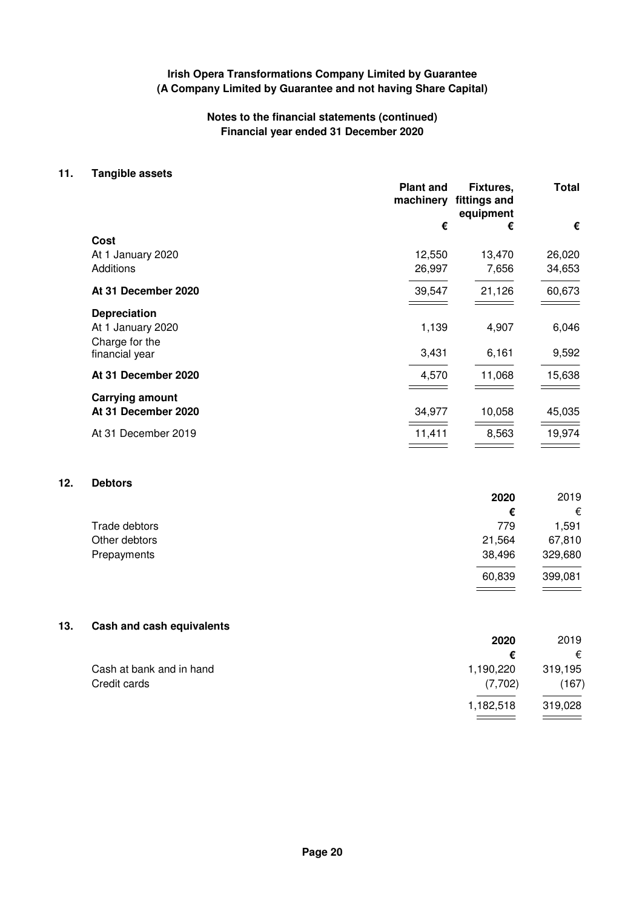**Irish Opera Transformations Company Limited by Guarantee**
**(A Company Limited by Guarantee and not having Share Capital)**

**Notes to the financial statements (continued)**
**Financial year ended 31 December 2020**

## 11. Tangible assets

| | Plant and machinery | Fixtures, fittings and equipment | Total |
|---|---|---|---|
| | € | € | € |
| **Cost** | | | |
| At 1 January 2020 | 12,550 | 13,470 | 26,020 |
| Additions | 26,997 | 7,656 | 34,653 |
| **At 31 December 2020** | 39,547 | 21,126 | 60,673 |
| **Depreciation** | | | |
| At 1 January 2020 | 1,139 | 4,907 | 6,046 |
| Charge for the financial year | 3,431 | 6,161 | 9,592 |
| **At 31 December 2020** | 4,570 | 11,068 | 15,638 |
| **Carrying amount** | | | |
| **At 31 December 2020** | 34,977 | 10,058 | 45,035 |
| At 31 December 2019 | 11,411 | 8,563 | 19,974 |

## 12. Debtors

| | 2020 | 2019 |
|---|---|---|
| | € | € |
| Trade debtors | 779 | 1,591 |
| Other debtors | 21,564 | 67,810 |
| Prepayments | 38,496 | 329,680 |
| | 60,839 | 399,081 |

## 13. Cash and cash equivalents

| | 2020 | 2019 |
|---|---|---|
| | € | € |
| Cash at bank and in hand | 1,190,220 | 319,195 |
| Credit cards | (7,702) | (167) |
| | 1,182,518 | 319,028 |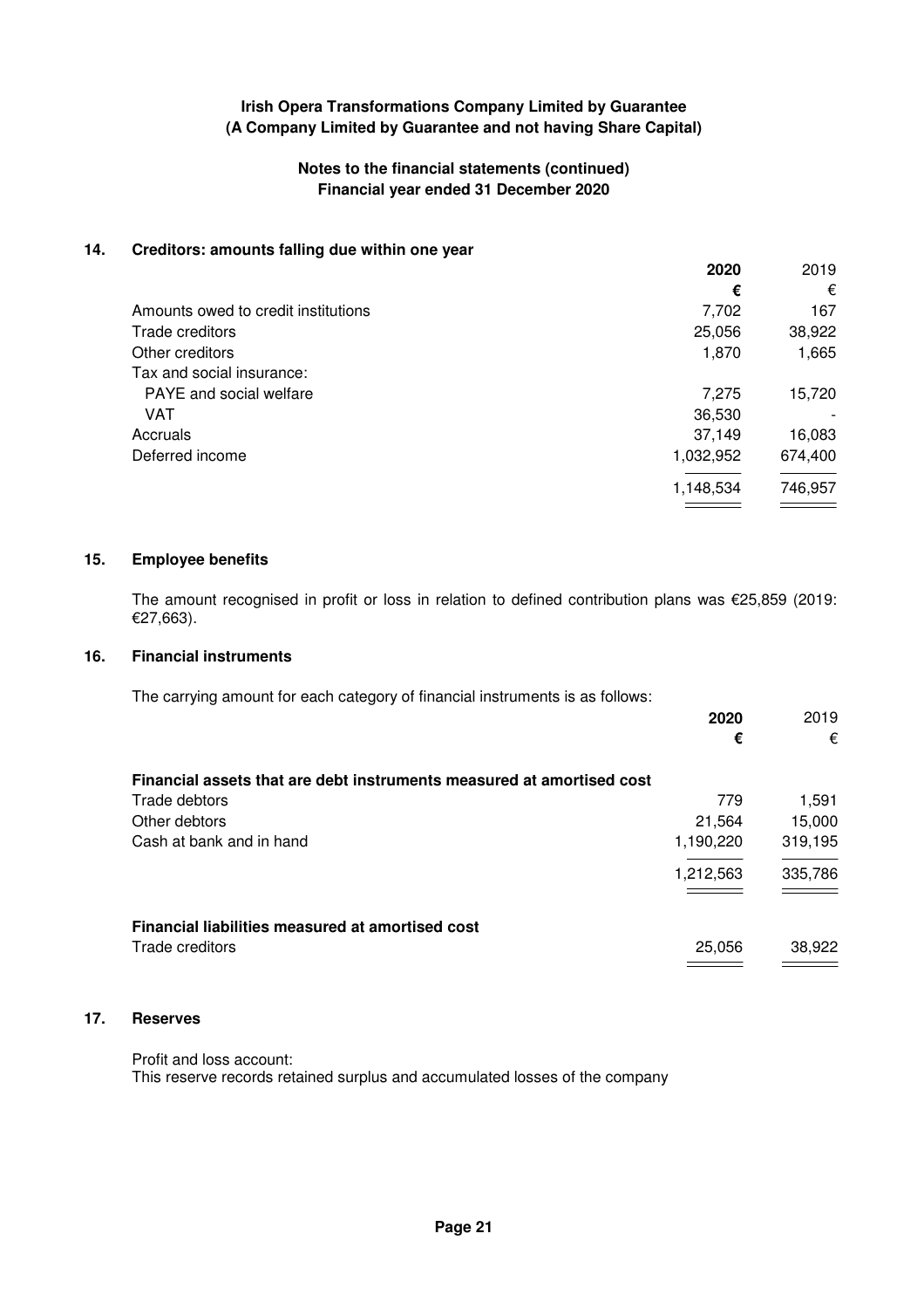**Irish Opera Transformations Company Limited by Guarantee**
**(A Company Limited by Guarantee and not having Share Capital)**

**Notes to the financial statements (continued)**
**Financial year ended 31 December 2020**

## 14. Creditors: amounts falling due within one year

| | **2020** | 2019 |
|---|---|---|
| | **€** | € |
| Amounts owed to credit institutions | 7,702 | 167 |
| Trade creditors | 25,056 | 38,922 |
| Other creditors | 1,870 | 1,665 |
| Tax and social insurance: | | |
| PAYE and social welfare | 7,275 | 15,720 |
| VAT | 36,530 | - |
| Accruals | 37,149 | 16,083 |
| Deferred income | 1,032,952 | 674,400 |
| | 1,148,534 | 746,957 |

## 15. Employee benefits

The amount recognised in profit or loss in relation to defined contribution plans was €25,859 (2019: €27,663).

## 16. Financial instruments

The carrying amount for each category of financial instruments is as follows:

| | **2020** | 2019 |
|---|---|---|
| | **€** | € |
| **Financial assets that are debt instruments measured at amortised cost** | | |
| Trade debtors | 779 | 1,591 |
| Other debtors | 21,564 | 15,000 |
| Cash at bank and in hand | 1,190,220 | 319,195 |
| | 1,212,563 | 335,786 |
| **Financial liabilities measured at amortised cost** | | |
| Trade creditors | 25,056 | 38,922 |

## 17. Reserves

Profit and loss account:
This reserve records retained surplus and accumulated losses of the company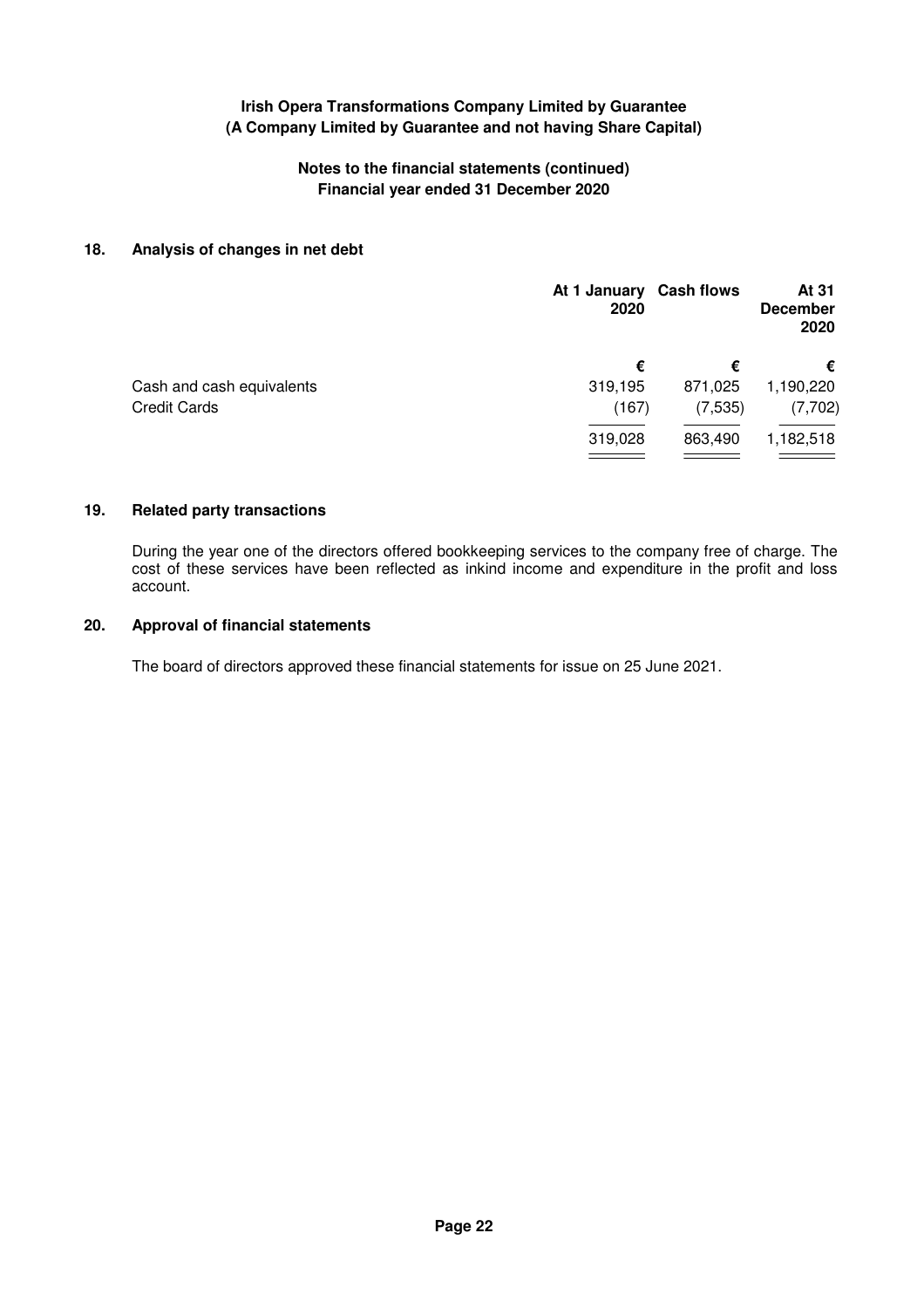**Irish Opera Transformations Company Limited by Guarantee**
**(A Company Limited by Guarantee and not having Share Capital)**

**Notes to the financial statements (continued)**
**Financial year ended 31 December 2020**

## 18. Analysis of changes in net debt

| | At 1 January 2020 | Cash flows | At 31 December 2020 |
|---|---|---|---|
| | € | € | € |
| Cash and cash equivalents | 319,195 | 871,025 | 1,190,220 |
| Credit Cards | (167) | (7,535) | (7,702) |
| | 319,028 | 863,490 | 1,182,518 |

## 19. Related party transactions

During the year one of the directors offered bookkeeping services to the company free of charge. The cost of these services have been reflected as inkind income and expenditure in the profit and loss account.

## 20. Approval of financial statements

The board of directors approved these financial statements for issue on 25 June 2021.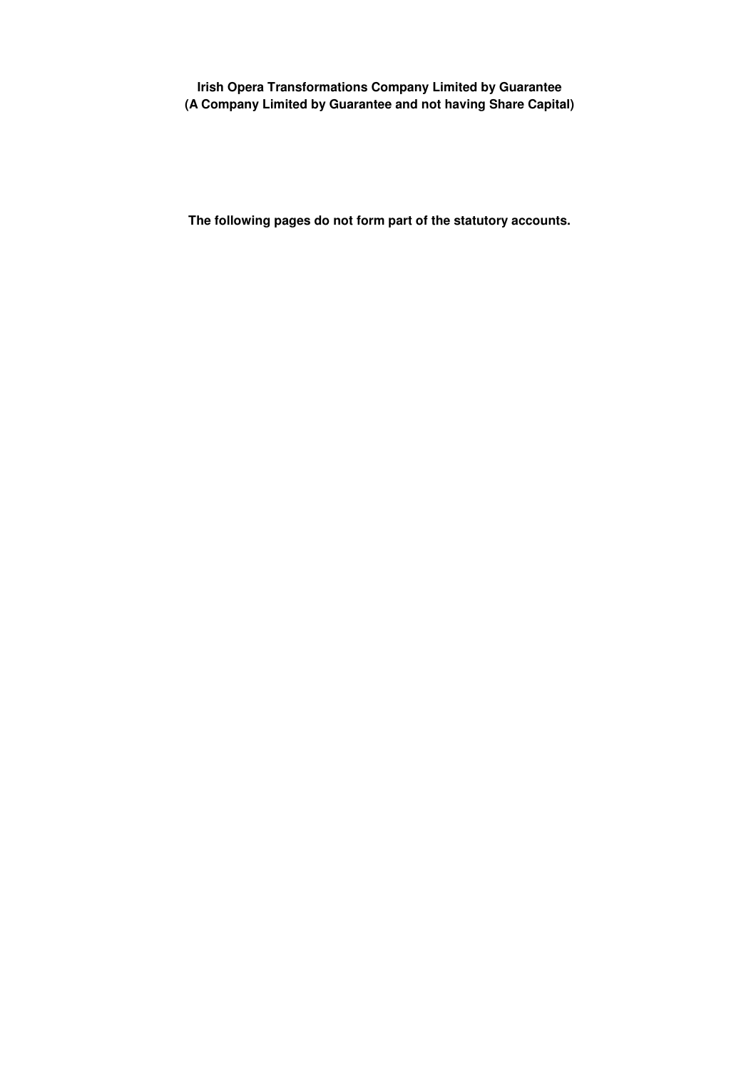**Irish Opera Transformations Company Limited by Guarantee**
**(A Company Limited by Guarantee and not having Share Capital)**

**The following pages do not form part of the statutory accounts.**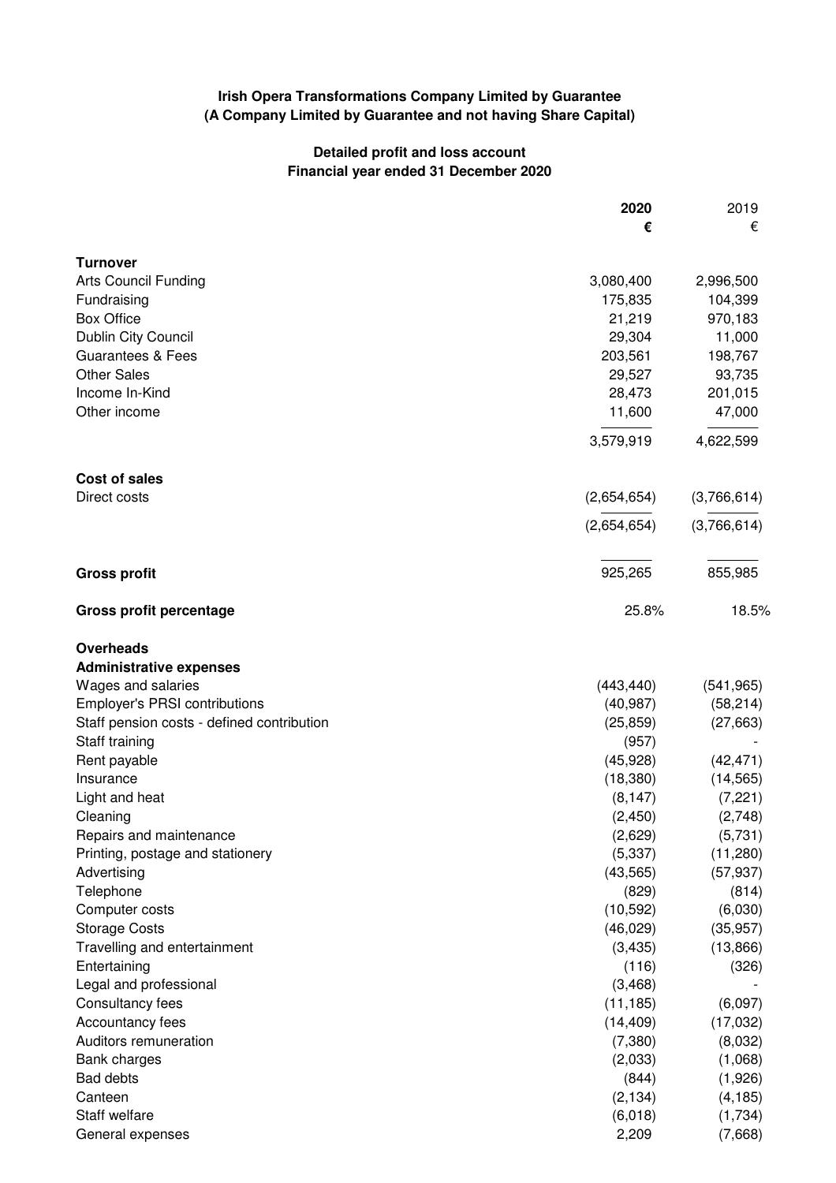**Irish Opera Transformations Company Limited by Guarantee**
**(A Company Limited by Guarantee and not having Share Capital)**

**Detailed profit and loss account**
**Financial year ended 31 December 2020**

| | **2020** | 2019 |
|---|---|---|
| | **€** | € |
| **Turnover** | | |
| Arts Council Funding | 3,080,400 | 2,996,500 |
| Fundraising | 175,835 | 104,399 |
| Box Office | 21,219 | 970,183 |
| Dublin City Council | 29,304 | 11,000 |
| Guarantees & Fees | 203,561 | 198,767 |
| Other Sales | 29,527 | 93,735 |
| Income In-Kind | 28,473 | 201,015 |
| Other income | 11,600 | 47,000 |
| | 3,579,919 | 4,622,599 |
| **Cost of sales** | | |
| Direct costs | (2,654,654) | (3,766,614) |
| | (2,654,654) | (3,766,614) |
| **Gross profit** | 925,265 | 855,985 |
| **Gross profit percentage** | 25.8% | 18.5% |
| **Overheads** | | |
| **Administrative expenses** | | |
| Wages and salaries | (443,440) | (541,965) |
| Employer's PRSI contributions | (40,987) | (58,214) |
| Staff pension costs - defined contribution | (25,859) | (27,663) |
| Staff training | (957) | - |
| Rent payable | (45,928) | (42,471) |
| Insurance | (18,380) | (14,565) |
| Light and heat | (8,147) | (7,221) |
| Cleaning | (2,450) | (2,748) |
| Repairs and maintenance | (2,629) | (5,731) |
| Printing, postage and stationery | (5,337) | (11,280) |
| Advertising | (43,565) | (57,937) |
| Telephone | (829) | (814) |
| Computer costs | (10,592) | (6,030) |
| Storage Costs | (46,029) | (35,957) |
| Travelling and entertainment | (3,435) | (13,866) |
| Entertaining | (116) | (326) |
| Legal and professional | (3,468) | - |
| Consultancy fees | (11,185) | (6,097) |
| Accountancy fees | (14,409) | (17,032) |
| Auditors remuneration | (7,380) | (8,032) |
| Bank charges | (2,033) | (1,068) |
| Bad debts | (844) | (1,926) |
| Canteen | (2,134) | (4,185) |
| Staff welfare | (6,018) | (1,734) |
| General expenses | 2,209 | (7,668) |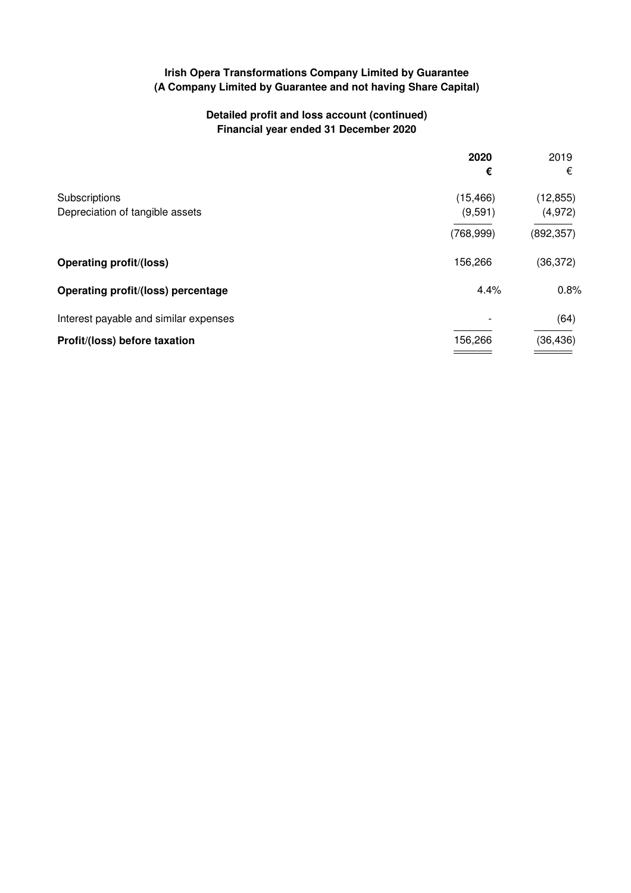**Irish Opera Transformations Company Limited by Guarantee**
**(A Company Limited by Guarantee and not having Share Capital)**

**Detailed profit and loss account (continued)**
**Financial year ended 31 December 2020**

| | **2020** | 2019 |
|---|---|---|
| | **€** | € |
| Subscriptions | (15,466) | (12,855) |
| Depreciation of tangible assets | (9,591) | (4,972) |
| | (768,999) | (892,357) |
| **Operating profit/(loss)** | 156,266 | (36,372) |
| **Operating profit/(loss) percentage** | 4.4% | 0.8% |
| Interest payable and similar expenses | - | (64) |
| **Profit/(loss) before taxation** | 156,266 | (36,436) |